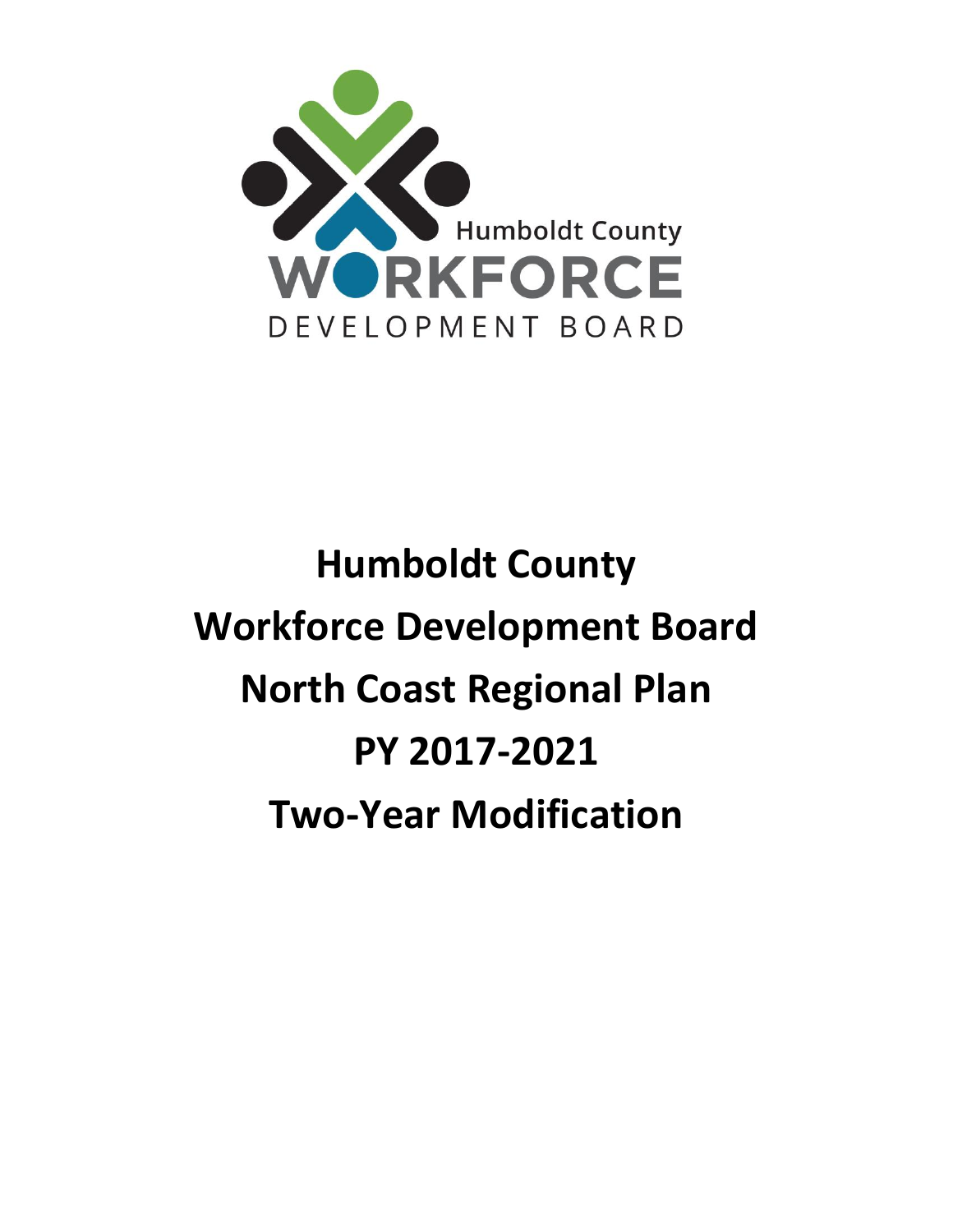Humboldt County

WORKFORCE

DEVELOPMENT BOARD

# Humboldt County
# Workforce Development Board
# North Coast Regional Plan
# PY 2017-2021
# Two-Year Modification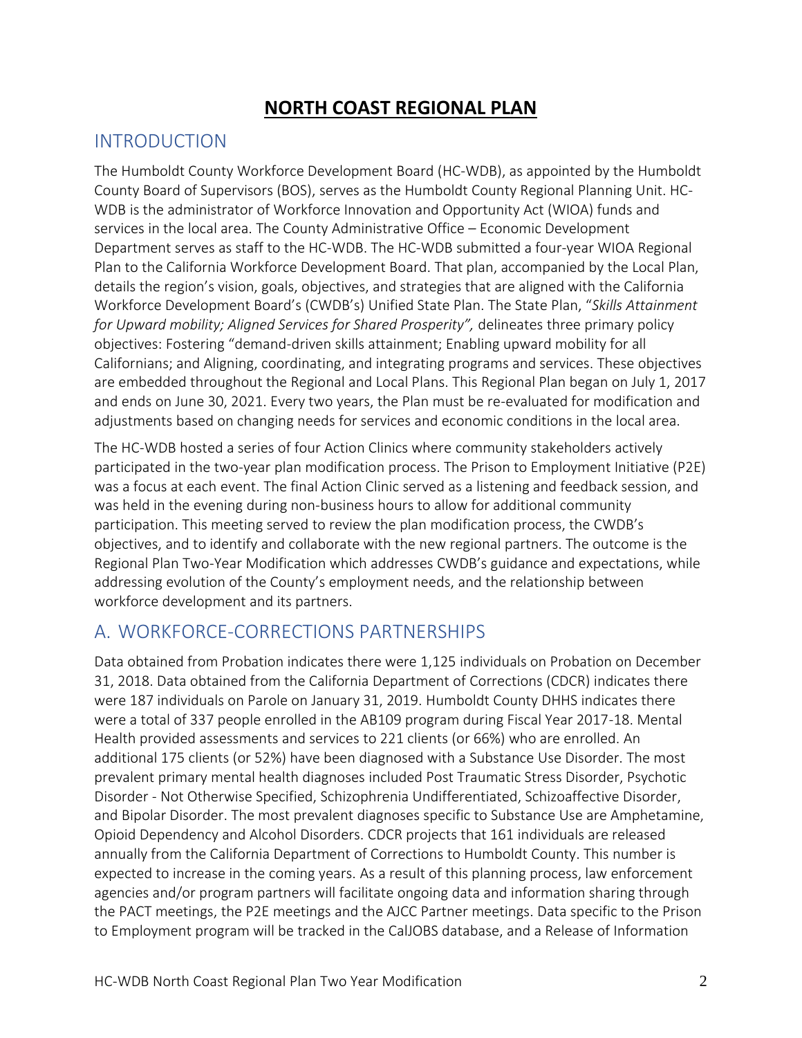# NORTH COAST REGIONAL PLAN

## INTRODUCTION

The Humboldt County Workforce Development Board (HC-WDB), as appointed by the Humboldt County Board of Supervisors (BOS), serves as the Humboldt County Regional Planning Unit. HC-WDB is the administrator of Workforce Innovation and Opportunity Act (WIOA) funds and services in the local area. The County Administrative Office – Economic Development Department serves as staff to the HC-WDB. The HC-WDB submitted a four-year WIOA Regional Plan to the California Workforce Development Board. That plan, accompanied by the Local Plan, details the region's vision, goals, objectives, and strategies that are aligned with the California Workforce Development Board's (CWDB's) Unified State Plan. The State Plan, "*Skills Attainment for Upward mobility; Aligned Services for Shared Prosperity",* delineates three primary policy objectives: Fostering "demand-driven skills attainment; Enabling upward mobility for all Californians; and Aligning, coordinating, and integrating programs and services. These objectives are embedded throughout the Regional and Local Plans. This Regional Plan began on July 1, 2017 and ends on June 30, 2021. Every two years, the Plan must be re-evaluated for modification and adjustments based on changing needs for services and economic conditions in the local area.

The HC-WDB hosted a series of four Action Clinics where community stakeholders actively participated in the two-year plan modification process. The Prison to Employment Initiative (P2E) was a focus at each event. The final Action Clinic served as a listening and feedback session, and was held in the evening during non-business hours to allow for additional community participation. This meeting served to review the plan modification process, the CWDB's objectives, and to identify and collaborate with the new regional partners. The outcome is the Regional Plan Two-Year Modification which addresses CWDB's guidance and expectations, while addressing evolution of the County's employment needs, and the relationship between workforce development and its partners.

## A. WORKFORCE-CORRECTIONS PARTNERSHIPS

Data obtained from Probation indicates there were 1,125 individuals on Probation on December 31, 2018. Data obtained from the California Department of Corrections (CDCR) indicates there were 187 individuals on Parole on January 31, 2019. Humboldt County DHHS indicates there were a total of 337 people enrolled in the AB109 program during Fiscal Year 2017-18. Mental Health provided assessments and services to 221 clients (or 66%) who are enrolled. An additional 175 clients (or 52%) have been diagnosed with a Substance Use Disorder. The most prevalent primary mental health diagnoses included Post Traumatic Stress Disorder, Psychotic Disorder - Not Otherwise Specified, Schizophrenia Undifferentiated, Schizoaffective Disorder, and Bipolar Disorder. The most prevalent diagnoses specific to Substance Use are Amphetamine, Opioid Dependency and Alcohol Disorders. CDCR projects that 161 individuals are released annually from the California Department of Corrections to Humboldt County. This number is expected to increase in the coming years. As a result of this planning process, law enforcement agencies and/or program partners will facilitate ongoing data and information sharing through the PACT meetings, the P2E meetings and the AJCC Partner meetings. Data specific to the Prison to Employment program will be tracked in the CalJOBS database, and a Release of Information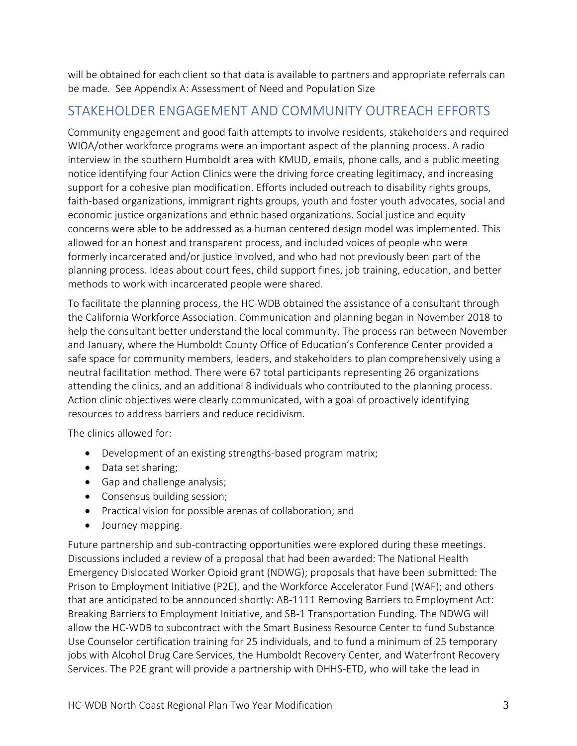will be obtained for each client so that data is available to partners and appropriate referrals can be made. See Appendix A: Assessment of Need and Population Size

## STAKEHOLDER ENGAGEMENT AND COMMUNITY OUTREACH EFFORTS

Community engagement and good faith attempts to involve residents, stakeholders and required WIOA/other workforce programs were an important aspect of the planning process. A radio interview in the southern Humboldt area with KMUD, emails, phone calls, and a public meeting notice identifying four Action Clinics were the driving force creating legitimacy, and increasing support for a cohesive plan modification. Efforts included outreach to disability rights groups, faith-based organizations, immigrant rights groups, youth and foster youth advocates, social and economic justice organizations and ethnic based organizations. Social justice and equity concerns were able to be addressed as a human centered design model was implemented. This allowed for an honest and transparent process, and included voices of people who were formerly incarcerated and/or justice involved, and who had not previously been part of the planning process. Ideas about court fees, child support fines, job training, education, and better methods to work with incarcerated people were shared.

To facilitate the planning process, the HC-WDB obtained the assistance of a consultant through the California Workforce Association. Communication and planning began in November 2018 to help the consultant better understand the local community. The process ran between November and January, where the Humboldt County Office of Education's Conference Center provided a safe space for community members, leaders, and stakeholders to plan comprehensively using a neutral facilitation method. There were 67 total participants representing 26 organizations attending the clinics, and an additional 8 individuals who contributed to the planning process. Action clinic objectives were clearly communicated, with a goal of proactively identifying resources to address barriers and reduce recidivism.

The clinics allowed for:

- Development of an existing strengths-based program matrix;
- Data set sharing;
- Gap and challenge analysis;
- Consensus building session;
- Practical vision for possible arenas of collaboration; and
- Journey mapping.

Future partnership and sub-contracting opportunities were explored during these meetings. Discussions included a review of a proposal that had been awarded: The National Health Emergency Dislocated Worker Opioid grant (NDWG); proposals that have been submitted: The Prison to Employment Initiative (P2E), and the Workforce Accelerator Fund (WAF); and others that are anticipated to be announced shortly: AB-1111 Removing Barriers to Employment Act: Breaking Barriers to Employment Initiative, and SB-1 Transportation Funding. The NDWG will allow the HC-WDB to subcontract with the Smart Business Resource Center to fund Substance Use Counselor certification training for 25 individuals, and to fund a minimum of 25 temporary jobs with Alcohol Drug Care Services, the Humboldt Recovery Center, and Waterfront Recovery Services. The P2E grant will provide a partnership with DHHS-ETD, who will take the lead in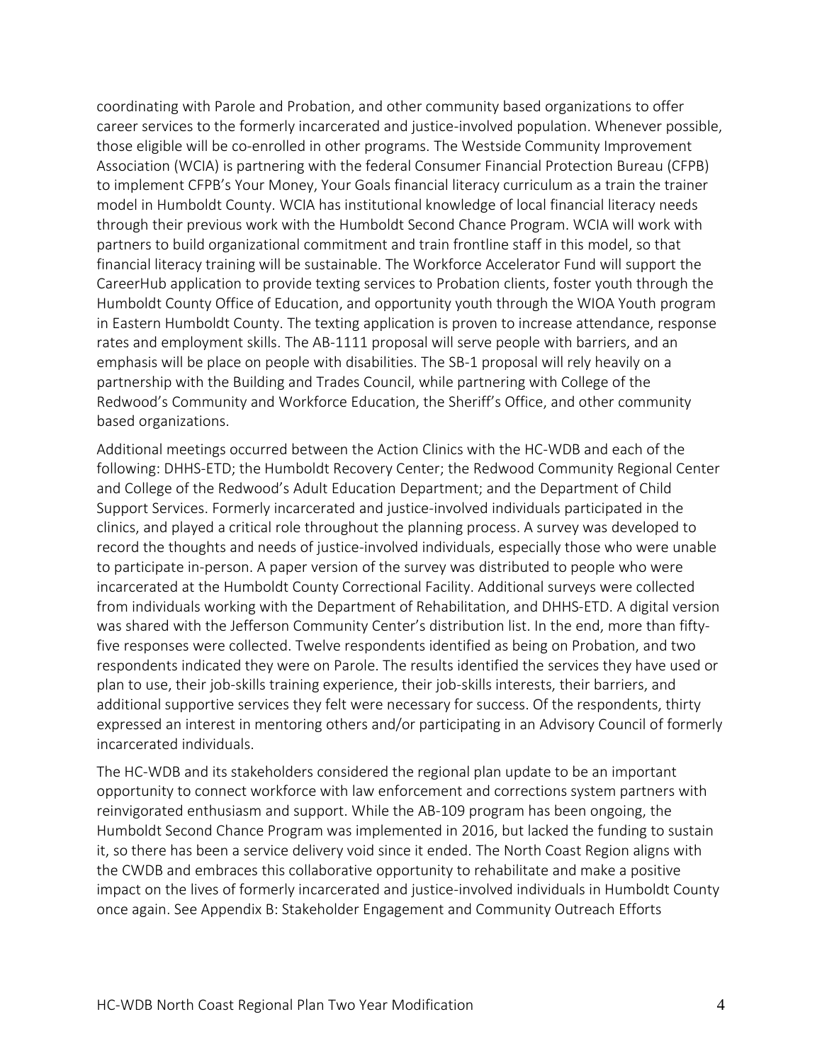coordinating with Parole and Probation, and other community based organizations to offer career services to the formerly incarcerated and justice-involved population. Whenever possible, those eligible will be co-enrolled in other programs. The Westside Community Improvement Association (WCIA) is partnering with the federal Consumer Financial Protection Bureau (CFPB) to implement CFPB's Your Money, Your Goals financial literacy curriculum as a train the trainer model in Humboldt County. WCIA has institutional knowledge of local financial literacy needs through their previous work with the Humboldt Second Chance Program. WCIA will work with partners to build organizational commitment and train frontline staff in this model, so that financial literacy training will be sustainable. The Workforce Accelerator Fund will support the CareerHub application to provide texting services to Probation clients, foster youth through the Humboldt County Office of Education, and opportunity youth through the WIOA Youth program in Eastern Humboldt County. The texting application is proven to increase attendance, response rates and employment skills. The AB-1111 proposal will serve people with barriers, and an emphasis will be place on people with disabilities. The SB-1 proposal will rely heavily on a partnership with the Building and Trades Council, while partnering with College of the Redwood's Community and Workforce Education, the Sheriff's Office, and other community based organizations.

Additional meetings occurred between the Action Clinics with the HC-WDB and each of the following: DHHS-ETD; the Humboldt Recovery Center; the Redwood Community Regional Center and College of the Redwood's Adult Education Department; and the Department of Child Support Services. Formerly incarcerated and justice-involved individuals participated in the clinics, and played a critical role throughout the planning process. A survey was developed to record the thoughts and needs of justice-involved individuals, especially those who were unable to participate in-person. A paper version of the survey was distributed to people who were incarcerated at the Humboldt County Correctional Facility. Additional surveys were collected from individuals working with the Department of Rehabilitation, and DHHS-ETD. A digital version was shared with the Jefferson Community Center's distribution list. In the end, more than fifty-five responses were collected. Twelve respondents identified as being on Probation, and two respondents indicated they were on Parole. The results identified the services they have used or plan to use, their job-skills training experience, their job-skills interests, their barriers, and additional supportive services they felt were necessary for success. Of the respondents, thirty expressed an interest in mentoring others and/or participating in an Advisory Council of formerly incarcerated individuals.

The HC-WDB and its stakeholders considered the regional plan update to be an important opportunity to connect workforce with law enforcement and corrections system partners with reinvigorated enthusiasm and support. While the AB-109 program has been ongoing, the Humboldt Second Chance Program was implemented in 2016, but lacked the funding to sustain it, so there has been a service delivery void since it ended. The North Coast Region aligns with the CWDB and embraces this collaborative opportunity to rehabilitate and make a positive impact on the lives of formerly incarcerated and justice-involved individuals in Humboldt County once again. See Appendix B: Stakeholder Engagement and Community Outreach Efforts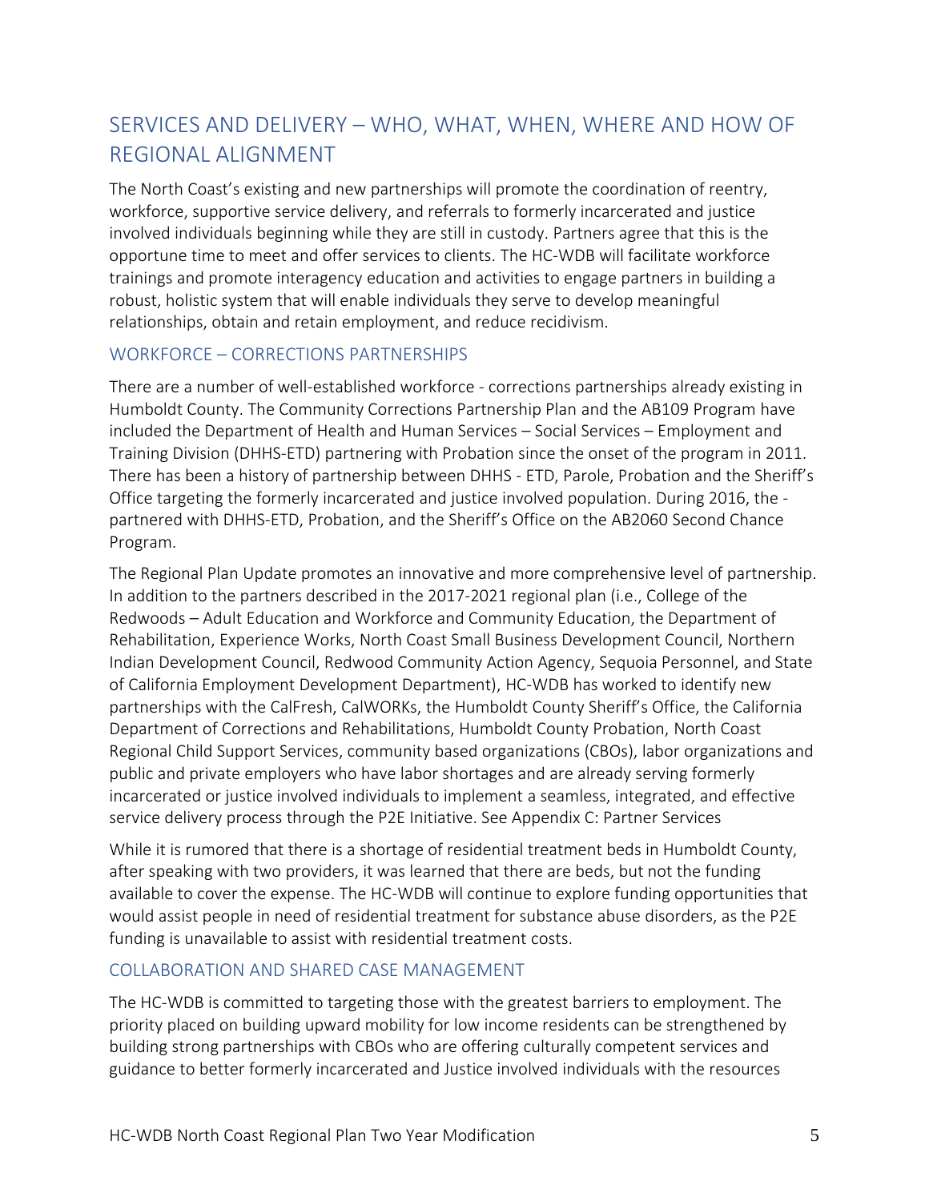## SERVICES AND DELIVERY – WHO, WHAT, WHEN, WHERE AND HOW OF REGIONAL ALIGNMENT

The North Coast's existing and new partnerships will promote the coordination of reentry, workforce, supportive service delivery, and referrals to formerly incarcerated and justice involved individuals beginning while they are still in custody. Partners agree that this is the opportune time to meet and offer services to clients. The HC-WDB will facilitate workforce trainings and promote interagency education and activities to engage partners in building a robust, holistic system that will enable individuals they serve to develop meaningful relationships, obtain and retain employment, and reduce recidivism.

### WORKFORCE – CORRECTIONS PARTNERSHIPS

There are a number of well-established workforce - corrections partnerships already existing in Humboldt County. The Community Corrections Partnership Plan and the AB109 Program have included the Department of Health and Human Services – Social Services – Employment and Training Division (DHHS-ETD) partnering with Probation since the onset of the program in 2011. There has been a history of partnership between DHHS - ETD, Parole, Probation and the Sheriff's Office targeting the formerly incarcerated and justice involved population. During 2016, the - partnered with DHHS-ETD, Probation, and the Sheriff's Office on the AB2060 Second Chance Program.

The Regional Plan Update promotes an innovative and more comprehensive level of partnership. In addition to the partners described in the 2017-2021 regional plan (i.e., College of the Redwoods – Adult Education and Workforce and Community Education, the Department of Rehabilitation, Experience Works, North Coast Small Business Development Council, Northern Indian Development Council, Redwood Community Action Agency, Sequoia Personnel, and State of California Employment Development Department), HC-WDB has worked to identify new partnerships with the CalFresh, CalWORKs, the Humboldt County Sheriff's Office, the California Department of Corrections and Rehabilitations, Humboldt County Probation, North Coast Regional Child Support Services, community based organizations (CBOs), labor organizations and public and private employers who have labor shortages and are already serving formerly incarcerated or justice involved individuals to implement a seamless, integrated, and effective service delivery process through the P2E Initiative. See Appendix C: Partner Services

While it is rumored that there is a shortage of residential treatment beds in Humboldt County, after speaking with two providers, it was learned that there are beds, but not the funding available to cover the expense. The HC-WDB will continue to explore funding opportunities that would assist people in need of residential treatment for substance abuse disorders, as the P2E funding is unavailable to assist with residential treatment costs.

### COLLABORATION AND SHARED CASE MANAGEMENT

The HC-WDB is committed to targeting those with the greatest barriers to employment. The priority placed on building upward mobility for low income residents can be strengthened by building strong partnerships with CBOs who are offering culturally competent services and guidance to better formerly incarcerated and Justice involved individuals with the resources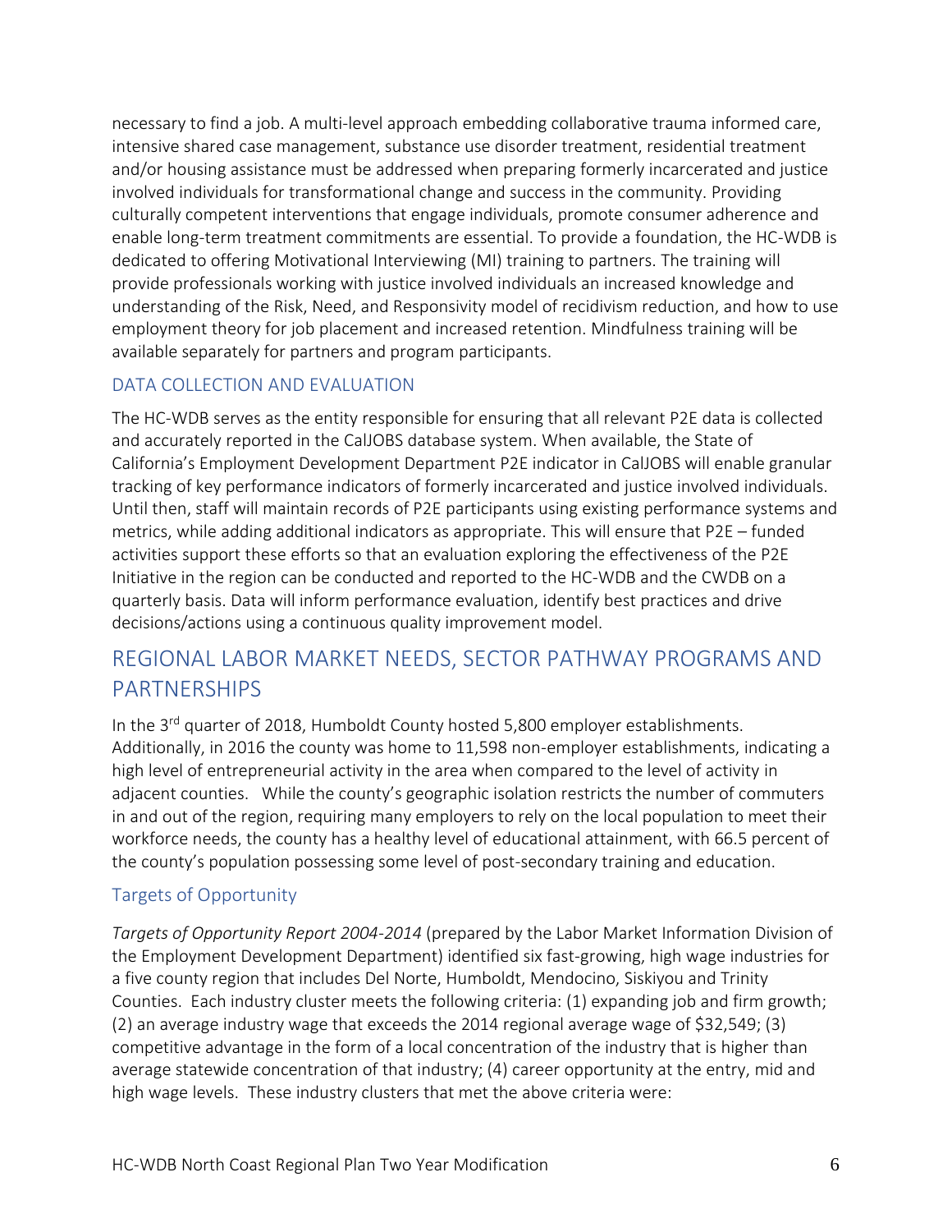necessary to find a job. A multi-level approach embedding collaborative trauma informed care, intensive shared case management, substance use disorder treatment, residential treatment and/or housing assistance must be addressed when preparing formerly incarcerated and justice involved individuals for transformational change and success in the community. Providing culturally competent interventions that engage individuals, promote consumer adherence and enable long-term treatment commitments are essential. To provide a foundation, the HC-WDB is dedicated to offering Motivational Interviewing (MI) training to partners. The training will provide professionals working with justice involved individuals an increased knowledge and understanding of the Risk, Need, and Responsivity model of recidivism reduction, and how to use employment theory for job placement and increased retention. Mindfulness training will be available separately for partners and program participants.

### DATA COLLECTION AND EVALUATION

The HC-WDB serves as the entity responsible for ensuring that all relevant P2E data is collected and accurately reported in the CalJOBS database system. When available, the State of California's Employment Development Department P2E indicator in CalJOBS will enable granular tracking of key performance indicators of formerly incarcerated and justice involved individuals. Until then, staff will maintain records of P2E participants using existing performance systems and metrics, while adding additional indicators as appropriate. This will ensure that P2E – funded activities support these efforts so that an evaluation exploring the effectiveness of the P2E Initiative in the region can be conducted and reported to the HC-WDB and the CWDB on a quarterly basis. Data will inform performance evaluation, identify best practices and drive decisions/actions using a continuous quality improvement model.

## REGIONAL LABOR MARKET NEEDS, SECTOR PATHWAY PROGRAMS AND PARTNERSHIPS

In the 3rd quarter of 2018, Humboldt County hosted 5,800 employer establishments. Additionally, in 2016 the county was home to 11,598 non-employer establishments, indicating a high level of entrepreneurial activity in the area when compared to the level of activity in adjacent counties. While the county's geographic isolation restricts the number of commuters in and out of the region, requiring many employers to rely on the local population to meet their workforce needs, the county has a healthy level of educational attainment, with 66.5 percent of the county's population possessing some level of post-secondary training and education.

### Targets of Opportunity

*Targets of Opportunity Report 2004-2014* (prepared by the Labor Market Information Division of the Employment Development Department) identified six fast-growing, high wage industries for a five county region that includes Del Norte, Humboldt, Mendocino, Siskiyou and Trinity Counties. Each industry cluster meets the following criteria: (1) expanding job and firm growth; (2) an average industry wage that exceeds the 2014 regional average wage of $32,549; (3) competitive advantage in the form of a local concentration of the industry that is higher than average statewide concentration of that industry; (4) career opportunity at the entry, mid and high wage levels. These industry clusters that met the above criteria were: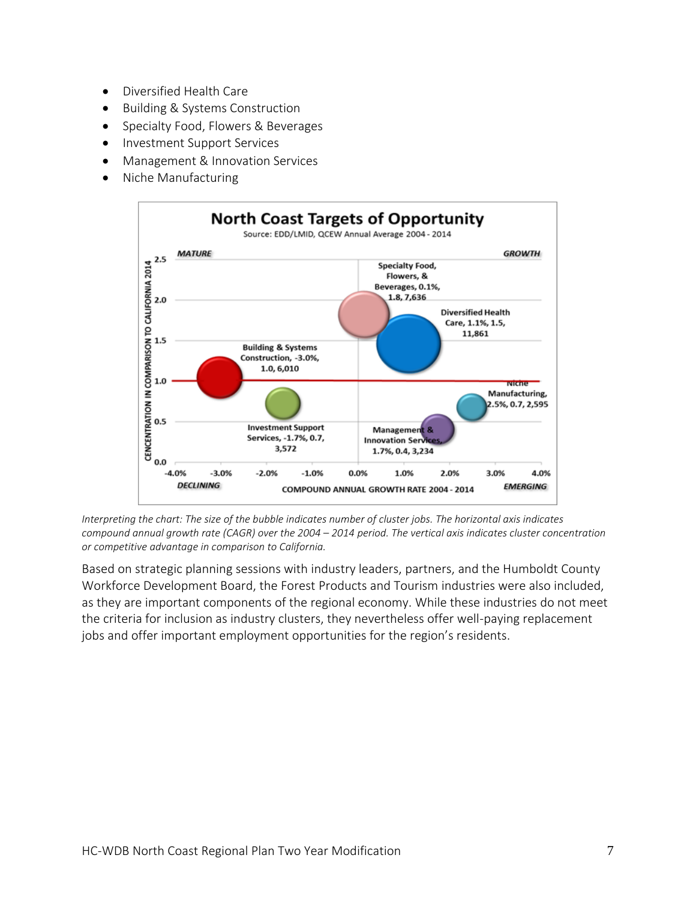- Diversified Health Care
- Building & Systems Construction
- Specialty Food, Flowers & Beverages
- Investment Support Services
- Management & Innovation Services
- Niche Manufacturing

*Interpreting the chart: The size of the bubble indicates number of cluster jobs. The horizontal axis indicates compound annual growth rate (CAGR) over the 2004 – 2014 period. The vertical axis indicates cluster concentration or competitive advantage in comparison to California.*

Based on strategic planning sessions with industry leaders, partners, and the Humboldt County Workforce Development Board, the Forest Products and Tourism industries were also included, as they are important components of the regional economy. While these industries do not meet the criteria for inclusion as industry clusters, they nevertheless offer well-paying replacement jobs and offer important employment opportunities for the region's residents.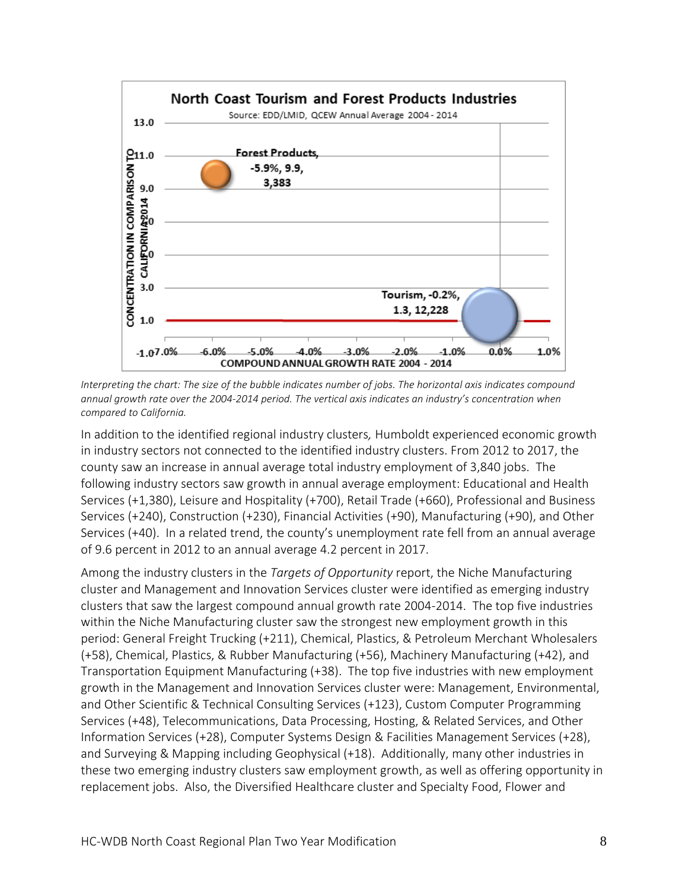**North Coast Tourism and Forest Products Industries**

Source: EDD/LMID, QCEW Annual Average 2004 - 2014

| Industry | Compound Annual Growth Rate 2004 - 2014 | Concentration in Comparison to California 2014 | Jobs |
|---|---|---|---|
| Forest Products | -5.9% | 9.9 | 3,383 |
| Tourism | -0.2% | 1.3 | 12,228 |

*Interpreting the chart: The size of the bubble indicates number of jobs. The horizontal axis indicates compound annual growth rate over the 2004-2014 period. The vertical axis indicates an industry's concentration when compared to California.*

In addition to the identified regional industry clusters, Humboldt experienced economic growth in industry sectors not connected to the identified industry clusters. From 2012 to 2017, the county saw an increase in annual average total industry employment of 3,840 jobs. The following industry sectors saw growth in annual average employment: Educational and Health Services (+1,380), Leisure and Hospitality (+700), Retail Trade (+660), Professional and Business Services (+240), Construction (+230), Financial Activities (+90), Manufacturing (+90), and Other Services (+40). In a related trend, the county's unemployment rate fell from an annual average of 9.6 percent in 2012 to an annual average 4.2 percent in 2017.

Among the industry clusters in the *Targets of Opportunity* report, the Niche Manufacturing cluster and Management and Innovation Services cluster were identified as emerging industry clusters that saw the largest compound annual growth rate 2004-2014. The top five industries within the Niche Manufacturing cluster saw the strongest new employment growth in this period: General Freight Trucking (+211), Chemical, Plastics, & Petroleum Merchant Wholesalers (+58), Chemical, Plastics, & Rubber Manufacturing (+56), Machinery Manufacturing (+42), and Transportation Equipment Manufacturing (+38). The top five industries with new employment growth in the Management and Innovation Services cluster were: Management, Environmental, and Other Scientific & Technical Consulting Services (+123), Custom Computer Programming Services (+48), Telecommunications, Data Processing, Hosting, & Related Services, and Other Information Services (+28), Computer Systems Design & Facilities Management Services (+28), and Surveying & Mapping including Geophysical (+18). Additionally, many other industries in these two emerging industry clusters saw employment growth, as well as offering opportunity in replacement jobs. Also, the Diversified Healthcare cluster and Specialty Food, Flower and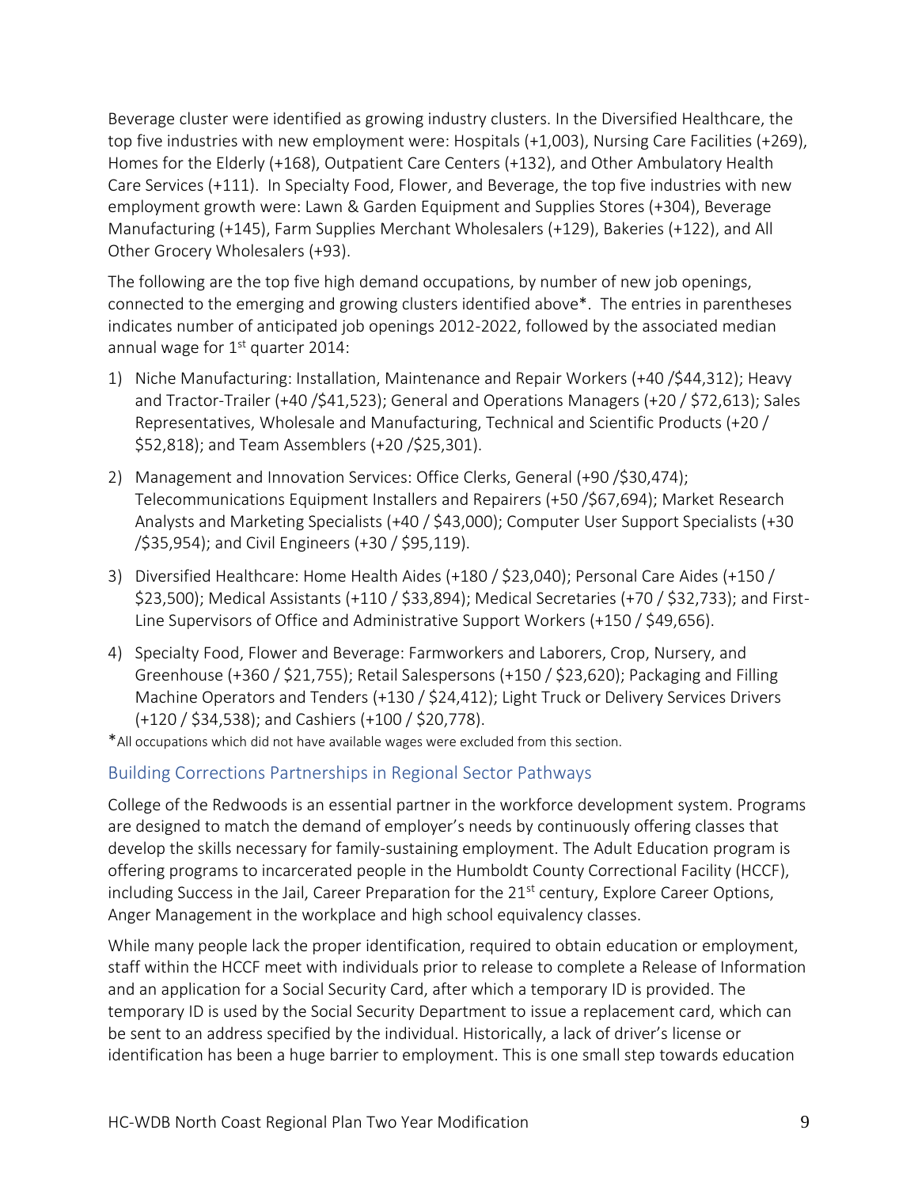Beverage cluster were identified as growing industry clusters. In the Diversified Healthcare, the top five industries with new employment were: Hospitals (+1,003), Nursing Care Facilities (+269), Homes for the Elderly (+168), Outpatient Care Centers (+132), and Other Ambulatory Health Care Services (+111). In Specialty Food, Flower, and Beverage, the top five industries with new employment growth were: Lawn & Garden Equipment and Supplies Stores (+304), Beverage Manufacturing (+145), Farm Supplies Merchant Wholesalers (+129), Bakeries (+122), and All Other Grocery Wholesalers (+93).

The following are the top five high demand occupations, by number of new job openings, connected to the emerging and growing clusters identified above*. The entries in parentheses indicates number of anticipated job openings 2012-2022, followed by the associated median annual wage for 1st quarter 2014:

1) Niche Manufacturing: Installation, Maintenance and Repair Workers (+40 /$44,312); Heavy and Tractor-Trailer (+40 /$41,523); General and Operations Managers (+20 / $72,613); Sales Representatives, Wholesale and Manufacturing, Technical and Scientific Products (+20 / $52,818); and Team Assemblers (+20 /$25,301).
2) Management and Innovation Services: Office Clerks, General (+90 /$30,474); Telecommunications Equipment Installers and Repairers (+50 /$67,694); Market Research Analysts and Marketing Specialists (+40 / $43,000); Computer User Support Specialists (+30 /$35,954); and Civil Engineers (+30 / $95,119).
3) Diversified Healthcare: Home Health Aides (+180 / $23,040); Personal Care Aides (+150 / $23,500); Medical Assistants (+110 / $33,894); Medical Secretaries (+70 / $32,733); and First-Line Supervisors of Office and Administrative Support Workers (+150 / $49,656).
4) Specialty Food, Flower and Beverage: Farmworkers and Laborers, Crop, Nursery, and Greenhouse (+360 / $21,755); Retail Salespersons (+150 / $23,620); Packaging and Filling Machine Operators and Tenders (+130 / $24,412); Light Truck or Delivery Services Drivers (+120 / $34,538); and Cashiers (+100 / $20,778).

*All occupations which did not have available wages were excluded from this section.

## Building Corrections Partnerships in Regional Sector Pathways

College of the Redwoods is an essential partner in the workforce development system. Programs are designed to match the demand of employer's needs by continuously offering classes that develop the skills necessary for family-sustaining employment. The Adult Education program is offering programs to incarcerated people in the Humboldt County Correctional Facility (HCCF), including Success in the Jail, Career Preparation for the 21st century, Explore Career Options, Anger Management in the workplace and high school equivalency classes.

While many people lack the proper identification, required to obtain education or employment, staff within the HCCF meet with individuals prior to release to complete a Release of Information and an application for a Social Security Card, after which a temporary ID is provided. The temporary ID is used by the Social Security Department to issue a replacement card, which can be sent to an address specified by the individual. Historically, a lack of driver's license or identification has been a huge barrier to employment. This is one small step towards education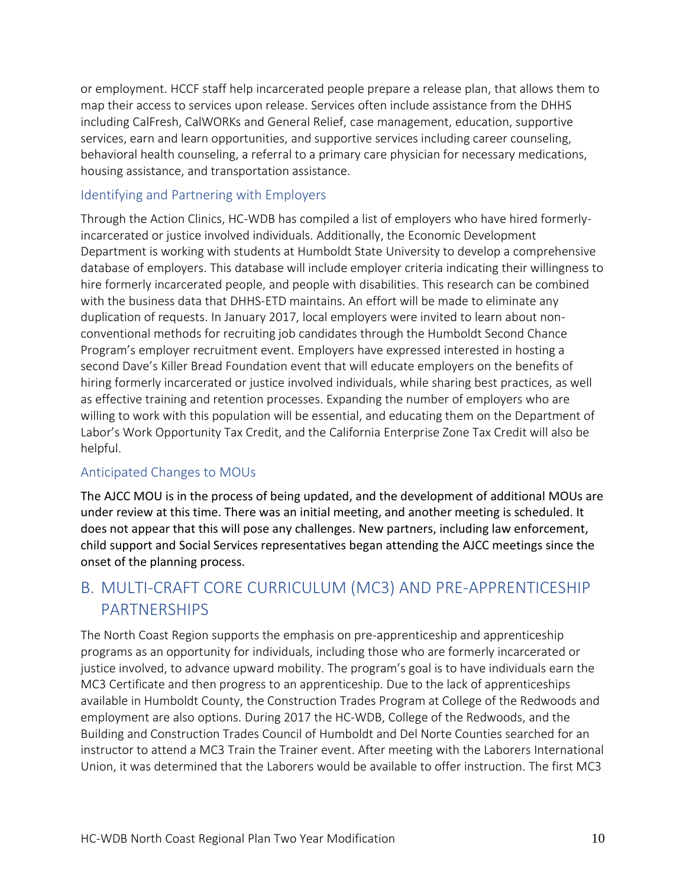or employment. HCCF staff help incarcerated people prepare a release plan, that allows them to map their access to services upon release. Services often include assistance from the DHHS including CalFresh, CalWORKs and General Relief, case management, education, supportive services, earn and learn opportunities, and supportive services including career counseling, behavioral health counseling, a referral to a primary care physician for necessary medications, housing assistance, and transportation assistance.

### Identifying and Partnering with Employers

Through the Action Clinics, HC-WDB has compiled a list of employers who have hired formerly-incarcerated or justice involved individuals. Additionally, the Economic Development Department is working with students at Humboldt State University to develop a comprehensive database of employers. This database will include employer criteria indicating their willingness to hire formerly incarcerated people, and people with disabilities. This research can be combined with the business data that DHHS-ETD maintains. An effort will be made to eliminate any duplication of requests. In January 2017, local employers were invited to learn about non-conventional methods for recruiting job candidates through the Humboldt Second Chance Program's employer recruitment event. Employers have expressed interested in hosting a second Dave's Killer Bread Foundation event that will educate employers on the benefits of hiring formerly incarcerated or justice involved individuals, while sharing best practices, as well as effective training and retention processes. Expanding the number of employers who are willing to work with this population will be essential, and educating them on the Department of Labor's Work Opportunity Tax Credit, and the California Enterprise Zone Tax Credit will also be helpful.

### Anticipated Changes to MOUs

The AJCC MOU is in the process of being updated, and the development of additional MOUs are under review at this time. There was an initial meeting, and another meeting is scheduled. It does not appear that this will pose any challenges. New partners, including law enforcement, child support and Social Services representatives began attending the AJCC meetings since the onset of the planning process.

## B. MULTI-CRAFT CORE CURRICULUM (MC3) AND PRE-APPRENTICESHIP PARTNERSHIPS

The North Coast Region supports the emphasis on pre-apprenticeship and apprenticeship programs as an opportunity for individuals, including those who are formerly incarcerated or justice involved, to advance upward mobility. The program's goal is to have individuals earn the MC3 Certificate and then progress to an apprenticeship. Due to the lack of apprenticeships available in Humboldt County, the Construction Trades Program at College of the Redwoods and employment are also options. During 2017 the HC-WDB, College of the Redwoods, and the Building and Construction Trades Council of Humboldt and Del Norte Counties searched for an instructor to attend a MC3 Train the Trainer event. After meeting with the Laborers International Union, it was determined that the Laborers would be available to offer instruction. The first MC3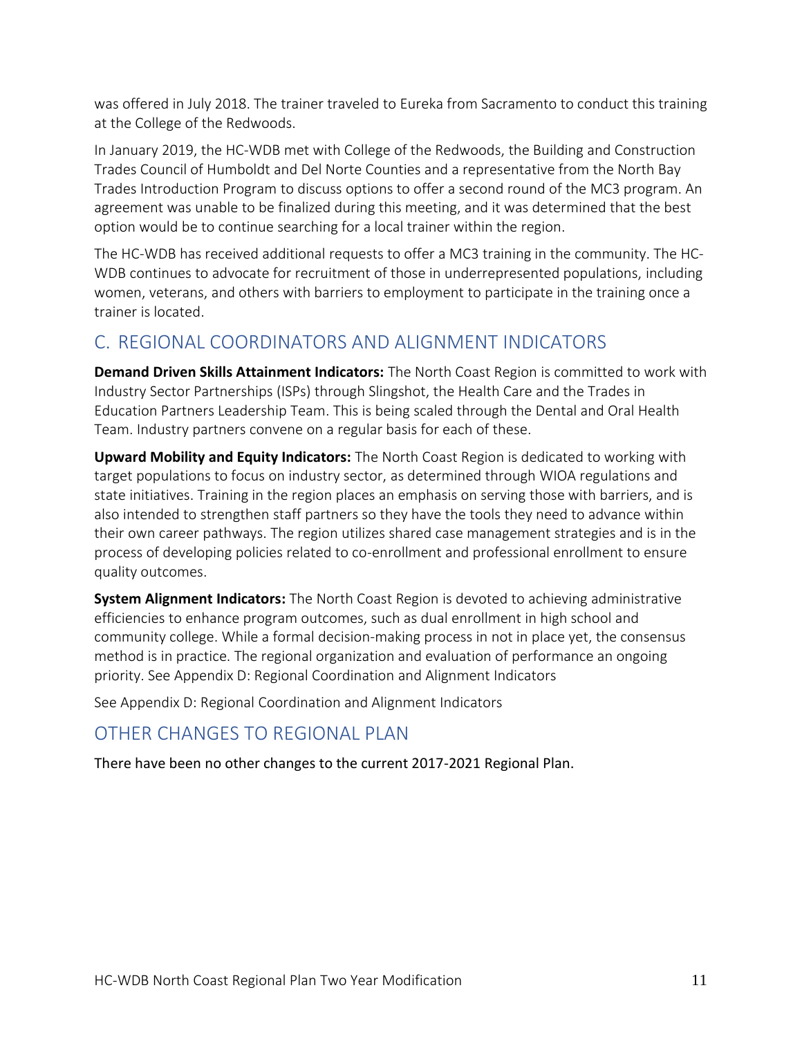was offered in July 2018. The trainer traveled to Eureka from Sacramento to conduct this training at the College of the Redwoods.

In January 2019, the HC-WDB met with College of the Redwoods, the Building and Construction Trades Council of Humboldt and Del Norte Counties and a representative from the North Bay Trades Introduction Program to discuss options to offer a second round of the MC3 program. An agreement was unable to be finalized during this meeting, and it was determined that the best option would be to continue searching for a local trainer within the region.

The HC-WDB has received additional requests to offer a MC3 training in the community. The HC-WDB continues to advocate for recruitment of those in underrepresented populations, including women, veterans, and others with barriers to employment to participate in the training once a trainer is located.

## C. REGIONAL COORDINATORS AND ALIGNMENT INDICATORS

**Demand Driven Skills Attainment Indicators:** The North Coast Region is committed to work with Industry Sector Partnerships (ISPs) through Slingshot, the Health Care and the Trades in Education Partners Leadership Team. This is being scaled through the Dental and Oral Health Team. Industry partners convene on a regular basis for each of these.

**Upward Mobility and Equity Indicators:** The North Coast Region is dedicated to working with target populations to focus on industry sector, as determined through WIOA regulations and state initiatives. Training in the region places an emphasis on serving those with barriers, and is also intended to strengthen staff partners so they have the tools they need to advance within their own career pathways. The region utilizes shared case management strategies and is in the process of developing policies related to co-enrollment and professional enrollment to ensure quality outcomes.

**System Alignment Indicators:** The North Coast Region is devoted to achieving administrative efficiencies to enhance program outcomes, such as dual enrollment in high school and community college. While a formal decision-making process in not in place yet, the consensus method is in practice. The regional organization and evaluation of performance an ongoing priority. See Appendix D: Regional Coordination and Alignment Indicators

See Appendix D: Regional Coordination and Alignment Indicators

## OTHER CHANGES TO REGIONAL PLAN

There have been no other changes to the current 2017-2021 Regional Plan.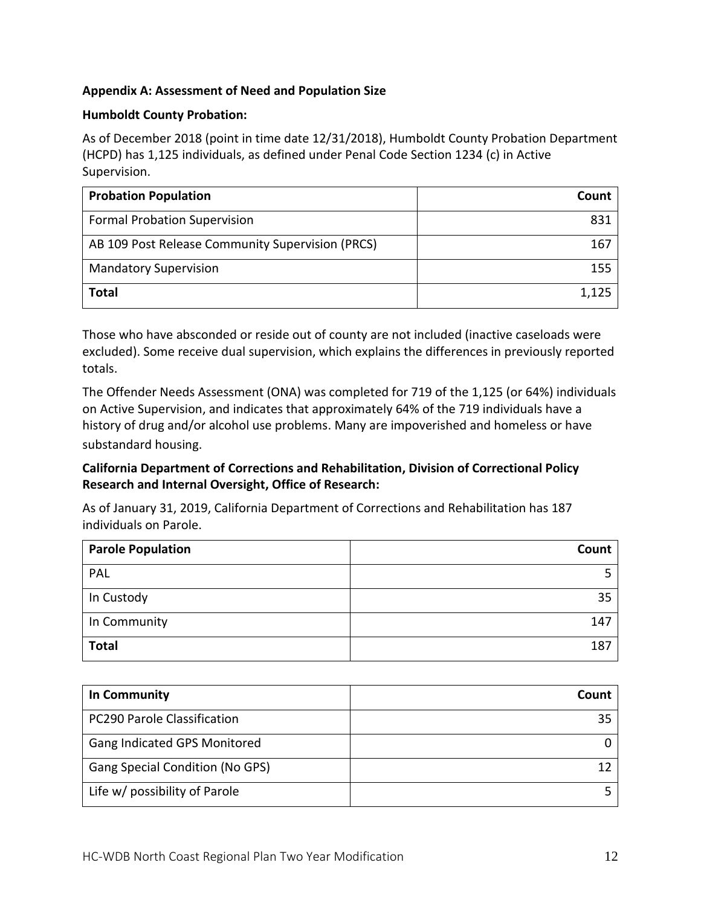**Appendix A: Assessment of Need and Population Size**

**Humboldt County Probation:**

As of December 2018 (point in time date 12/31/2018), Humboldt County Probation Department (HCPD) has 1,125 individuals, as defined under Penal Code Section 1234 (c) in Active Supervision.

| Probation Population | Count |
|---|---:|
| Formal Probation Supervision | 831 |
| AB 109 Post Release Community Supervision (PRCS) | 167 |
| Mandatory Supervision | 155 |
| **Total** | 1,125 |

Those who have absconded or reside out of county are not included (inactive caseloads were excluded). Some receive dual supervision, which explains the differences in previously reported totals.

The Offender Needs Assessment (ONA) was completed for 719 of the 1,125 (or 64%) individuals on Active Supervision, and indicates that approximately 64% of the 719 individuals have a history of drug and/or alcohol use problems. Many are impoverished and homeless or have substandard housing.

**California Department of Corrections and Rehabilitation, Division of Correctional Policy Research and Internal Oversight, Office of Research:**

As of January 31, 2019, California Department of Corrections and Rehabilitation has 187 individuals on Parole.

| Parole Population | Count |
|---|---:|
| PAL | 5 |
| In Custody | 35 |
| In Community | 147 |
| **Total** | 187 |

| In Community | Count |
|---|---:|
| PC290 Parole Classification | 35 |
| Gang Indicated GPS Monitored | 0 |
| Gang Special Condition (No GPS) | 12 |
| Life w/ possibility of Parole | 5 |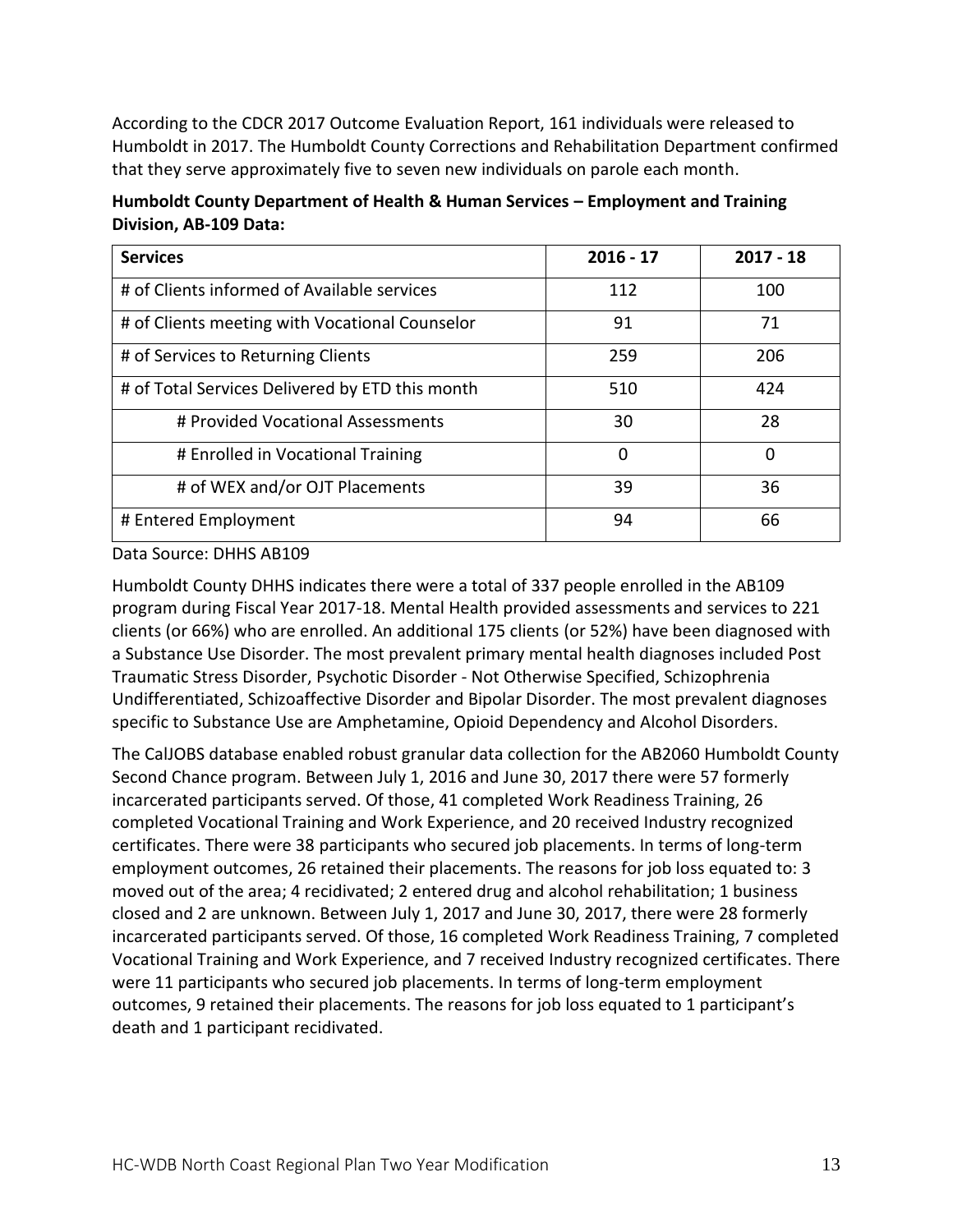According to the CDCR 2017 Outcome Evaluation Report, 161 individuals were released to Humboldt in 2017. The Humboldt County Corrections and Rehabilitation Department confirmed that they serve approximately five to seven new individuals on parole each month.

**Humboldt County Department of Health & Human Services – Employment and Training Division, AB-109 Data:**

| Services | 2016 - 17 | 2017 - 18 |
|---|---|---|
| # of Clients informed of Available services | 112 | 100 |
| # of Clients meeting with Vocational Counselor | 91 | 71 |
| # of Services to Returning Clients | 259 | 206 |
| # of Total Services Delivered by ETD this month | 510 | 424 |
| # Provided Vocational Assessments | 30 | 28 |
| # Enrolled in Vocational Training | 0 | 0 |
| # of WEX and/or OJT Placements | 39 | 36 |
| # Entered Employment | 94 | 66 |

Data Source: DHHS AB109

Humboldt County DHHS indicates there were a total of 337 people enrolled in the AB109 program during Fiscal Year 2017-18. Mental Health provided assessments and services to 221 clients (or 66%) who are enrolled. An additional 175 clients (or 52%) have been diagnosed with a Substance Use Disorder. The most prevalent primary mental health diagnoses included Post Traumatic Stress Disorder, Psychotic Disorder - Not Otherwise Specified, Schizophrenia Undifferentiated, Schizoaffective Disorder and Bipolar Disorder. The most prevalent diagnoses specific to Substance Use are Amphetamine, Opioid Dependency and Alcohol Disorders.

The CalJOBS database enabled robust granular data collection for the AB2060 Humboldt County Second Chance program. Between July 1, 2016 and June 30, 2017 there were 57 formerly incarcerated participants served. Of those, 41 completed Work Readiness Training, 26 completed Vocational Training and Work Experience, and 20 received Industry recognized certificates. There were 38 participants who secured job placements. In terms of long-term employment outcomes, 26 retained their placements. The reasons for job loss equated to: 3 moved out of the area; 4 recidivated; 2 entered drug and alcohol rehabilitation; 1 business closed and 2 are unknown. Between July 1, 2017 and June 30, 2017, there were 28 formerly incarcerated participants served. Of those, 16 completed Work Readiness Training, 7 completed Vocational Training and Work Experience, and 7 received Industry recognized certificates. There were 11 participants who secured job placements. In terms of long-term employment outcomes, 9 retained their placements. The reasons for job loss equated to 1 participant's death and 1 participant recidivated.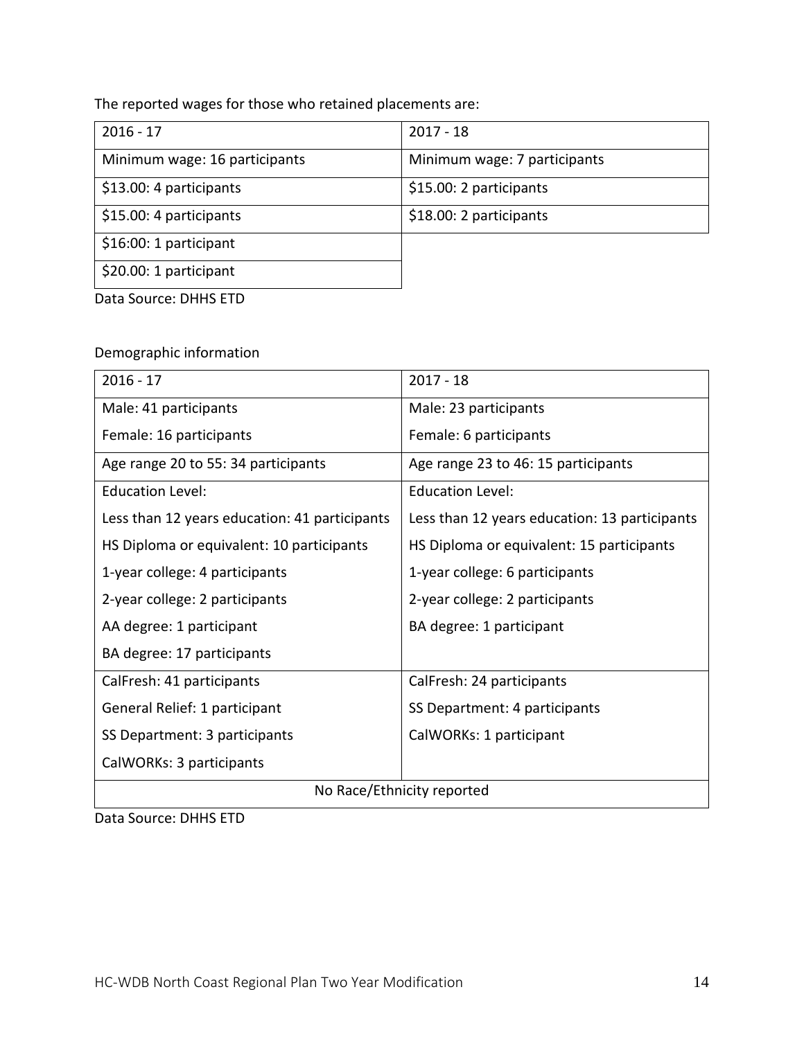The reported wages for those who retained placements are:

| 2016 - 17 | 2017 - 18 |
|---|---|
| Minimum wage: 16 participants | Minimum wage: 7 participants |
| $13.00: 4 participants | $15.00: 2 participants |
| $15.00: 4 participants | $18.00: 2 participants |
| $16:00: 1 participant | |
| $20.00: 1 participant | |

Data Source: DHHS ETD

Demographic information

| 2016 - 17 | 2017 - 18 |
|---|---|
| Male: 41 participants<br>Female: 16 participants | Male: 23 participants<br>Female: 6 participants |
| Age range 20 to 55: 34 participants | Age range 23 to 46: 15 participants |
| Education Level:<br>Less than 12 years education: 41 participants<br>HS Diploma or equivalent: 10 participants<br>1-year college: 4 participants<br>2-year college: 2 participants<br>AA degree: 1 participant<br>BA degree: 17 participants | Education Level:<br>Less than 12 years education: 13 participants<br>HS Diploma or equivalent: 15 participants<br>1-year college: 6 participants<br>2-year college: 2 participants<br>BA degree: 1 participant |
| CalFresh: 41 participants<br>General Relief: 1 participant<br>SS Department: 3 participants<br>CalWORKs: 3 participants | CalFresh: 24 participants<br>SS Department: 4 participants<br>CalWORKs: 1 participant |
| No Race/Ethnicity reported | |

Data Source: DHHS ETD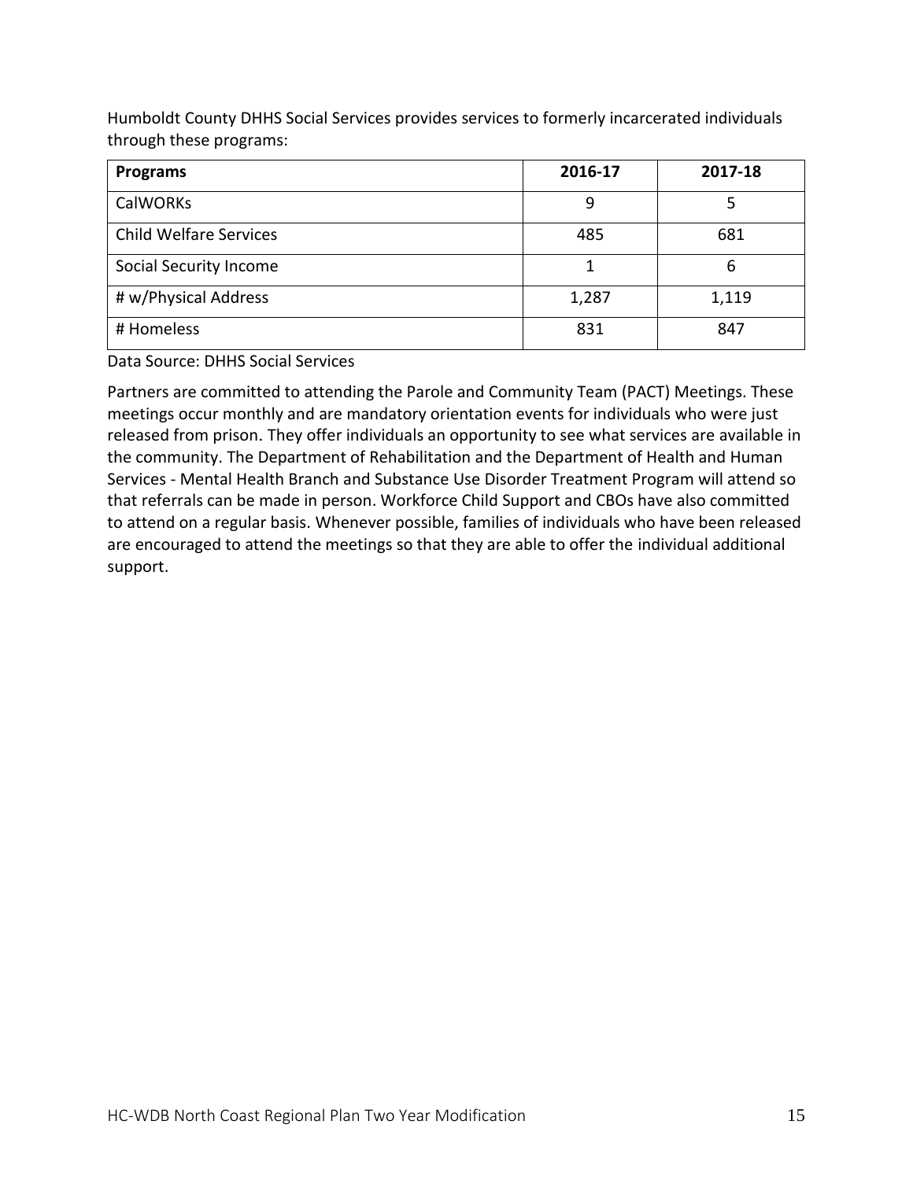Humboldt County DHHS Social Services provides services to formerly incarcerated individuals through these programs:

| **Programs** | **2016-17** | **2017-18** |
|---|---|---|
| CalWORKs | 9 | 5 |
| Child Welfare Services | 485 | 681 |
| Social Security Income | 1 | 6 |
| # w/Physical Address | 1,287 | 1,119 |
| # Homeless | 831 | 847 |

Data Source: DHHS Social Services

Partners are committed to attending the Parole and Community Team (PACT) Meetings. These meetings occur monthly and are mandatory orientation events for individuals who were just released from prison. They offer individuals an opportunity to see what services are available in the community. The Department of Rehabilitation and the Department of Health and Human Services - Mental Health Branch and Substance Use Disorder Treatment Program will attend so that referrals can be made in person. Workforce Child Support and CBOs have also committed to attend on a regular basis. Whenever possible, families of individuals who have been released are encouraged to attend the meetings so that they are able to offer the individual additional support.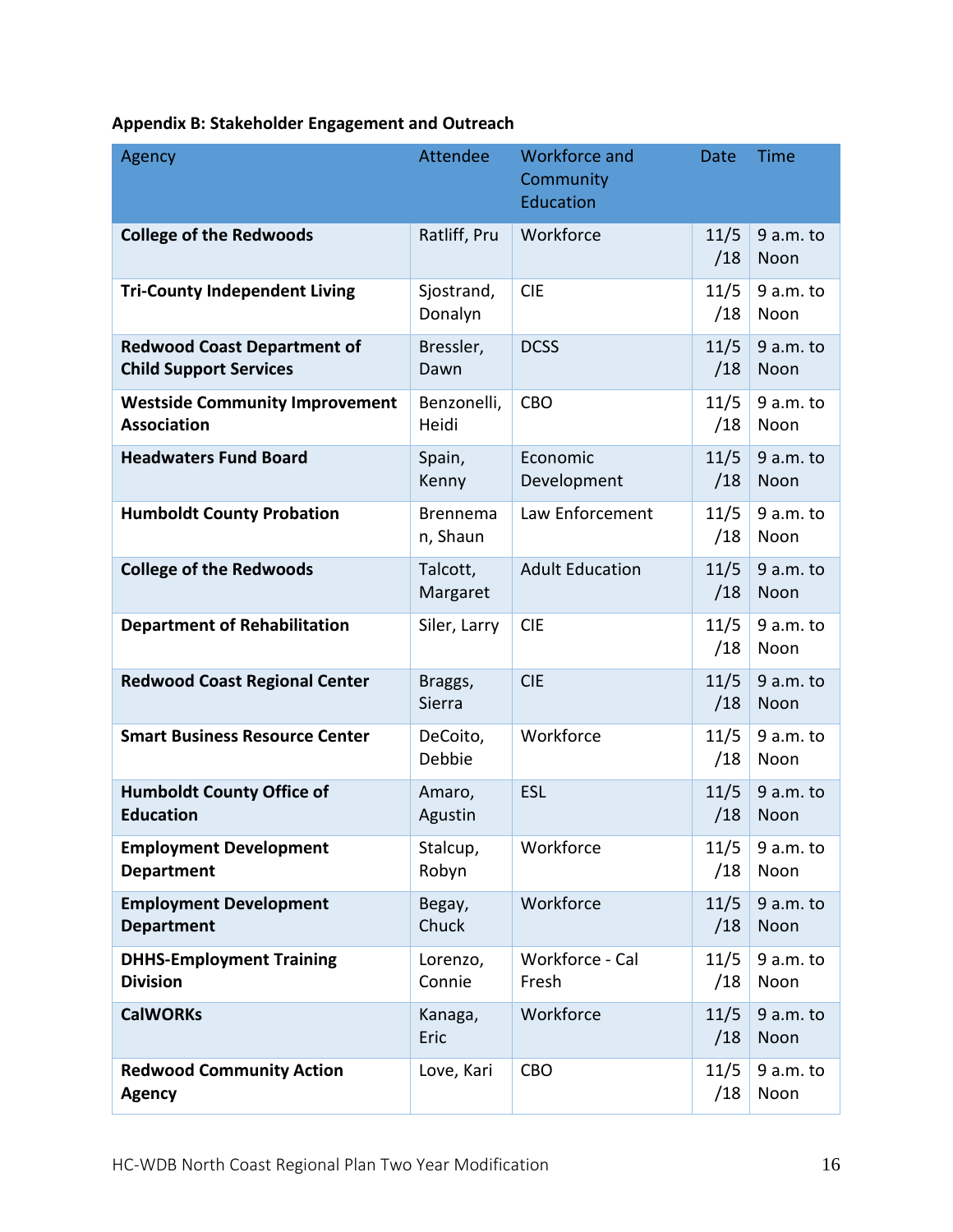**Appendix B: Stakeholder Engagement and Outreach**

| Agency | Attendee | Workforce and Community Education | Date | Time |
|---|---|---|---|---|
| **College of the Redwoods** | Ratliff, Pru | Workforce | 11/5/18 | 9 a.m. to Noon |
| **Tri-County Independent Living** | Sjostrand, Donalyn | CIE | 11/5/18 | 9 a.m. to Noon |
| **Redwood Coast Department of Child Support Services** | Bressler, Dawn | DCSS | 11/5/18 | 9 a.m. to Noon |
| **Westside Community Improvement Association** | Benzonelli, Heidi | CBO | 11/5/18 | 9 a.m. to Noon |
| **Headwaters Fund Board** | Spain, Kenny | Economic Development | 11/5/18 | 9 a.m. to Noon |
| **Humboldt County Probation** | Brenneman, Shaun | Law Enforcement | 11/5/18 | 9 a.m. to Noon |
| **College of the Redwoods** | Talcott, Margaret | Adult Education | 11/5/18 | 9 a.m. to Noon |
| **Department of Rehabilitation** | Siler, Larry | CIE | 11/5/18 | 9 a.m. to Noon |
| **Redwood Coast Regional Center** | Braggs, Sierra | CIE | 11/5/18 | 9 a.m. to Noon |
| **Smart Business Resource Center** | DeCoito, Debbie | Workforce | 11/5/18 | 9 a.m. to Noon |
| **Humboldt County Office of Education** | Amaro, Agustin | ESL | 11/5/18 | 9 a.m. to Noon |
| **Employment Development Department** | Stalcup, Robyn | Workforce | 11/5/18 | 9 a.m. to Noon |
| **Employment Development Department** | Begay, Chuck | Workforce | 11/5/18 | 9 a.m. to Noon |
| **DHHS-Employment Training Division** | Lorenzo, Connie | Workforce - Cal Fresh | 11/5/18 | 9 a.m. to Noon |
| **CalWORKs** | Kanaga, Eric | Workforce | 11/5/18 | 9 a.m. to Noon |
| **Redwood Community Action Agency** | Love, Kari | CBO | 11/5/18 | 9 a.m. to Noon |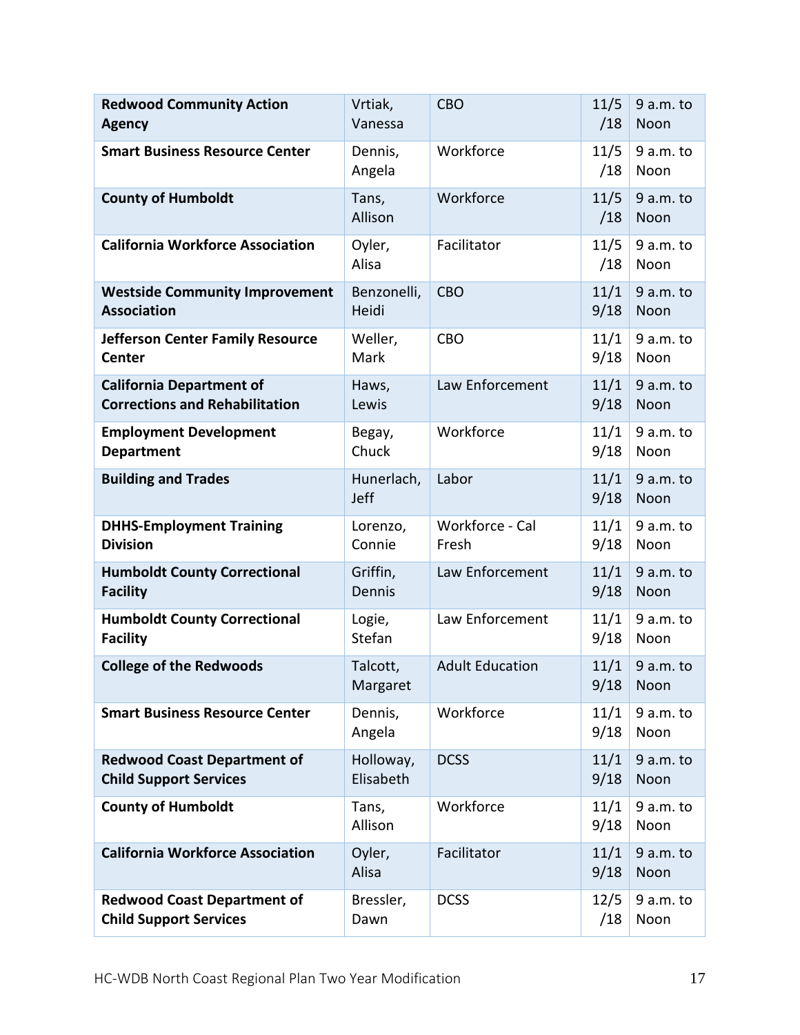| | | | | |
|---|---|---|---|---|
| **Redwood Community Action Agency** | Vrtiak, Vanessa | CBO | 11/5/18 | 9 a.m. to Noon |
| **Smart Business Resource Center** | Dennis, Angela | Workforce | 11/5/18 | 9 a.m. to Noon |
| **County of Humboldt** | Tans, Allison | Workforce | 11/5/18 | 9 a.m. to Noon |
| **California Workforce Association** | Oyler, Alisa | Facilitator | 11/5/18 | 9 a.m. to Noon |
| **Westside Community Improvement Association** | Benzonelli, Heidi | CBO | 11/19/18 | 9 a.m. to Noon |
| **Jefferson Center Family Resource Center** | Weller, Mark | CBO | 11/19/18 | 9 a.m. to Noon |
| **California Department of Corrections and Rehabilitation** | Haws, Lewis | Law Enforcement | 11/19/18 | 9 a.m. to Noon |
| **Employment Development Department** | Begay, Chuck | Workforce | 11/19/18 | 9 a.m. to Noon |
| **Building and Trades** | Hunerlach, Jeff | Labor | 11/19/18 | 9 a.m. to Noon |
| **DHHS-Employment Training Division** | Lorenzo, Connie | Workforce - Cal Fresh | 11/19/18 | 9 a.m. to Noon |
| **Humboldt County Correctional Facility** | Griffin, Dennis | Law Enforcement | 11/19/18 | 9 a.m. to Noon |
| **Humboldt County Correctional Facility** | Logie, Stefan | Law Enforcement | 11/19/18 | 9 a.m. to Noon |
| **College of the Redwoods** | Talcott, Margaret | Adult Education | 11/19/18 | 9 a.m. to Noon |
| **Smart Business Resource Center** | Dennis, Angela | Workforce | 11/19/18 | 9 a.m. to Noon |
| **Redwood Coast Department of Child Support Services** | Holloway, Elisabeth | DCSS | 11/19/18 | 9 a.m. to Noon |
| **County of Humboldt** | Tans, Allison | Workforce | 11/19/18 | 9 a.m. to Noon |
| **California Workforce Association** | Oyler, Alisa | Facilitator | 11/19/18 | 9 a.m. to Noon |
| **Redwood Coast Department of Child Support Services** | Bressler, Dawn | DCSS | 12/5/18 | 9 a.m. to Noon |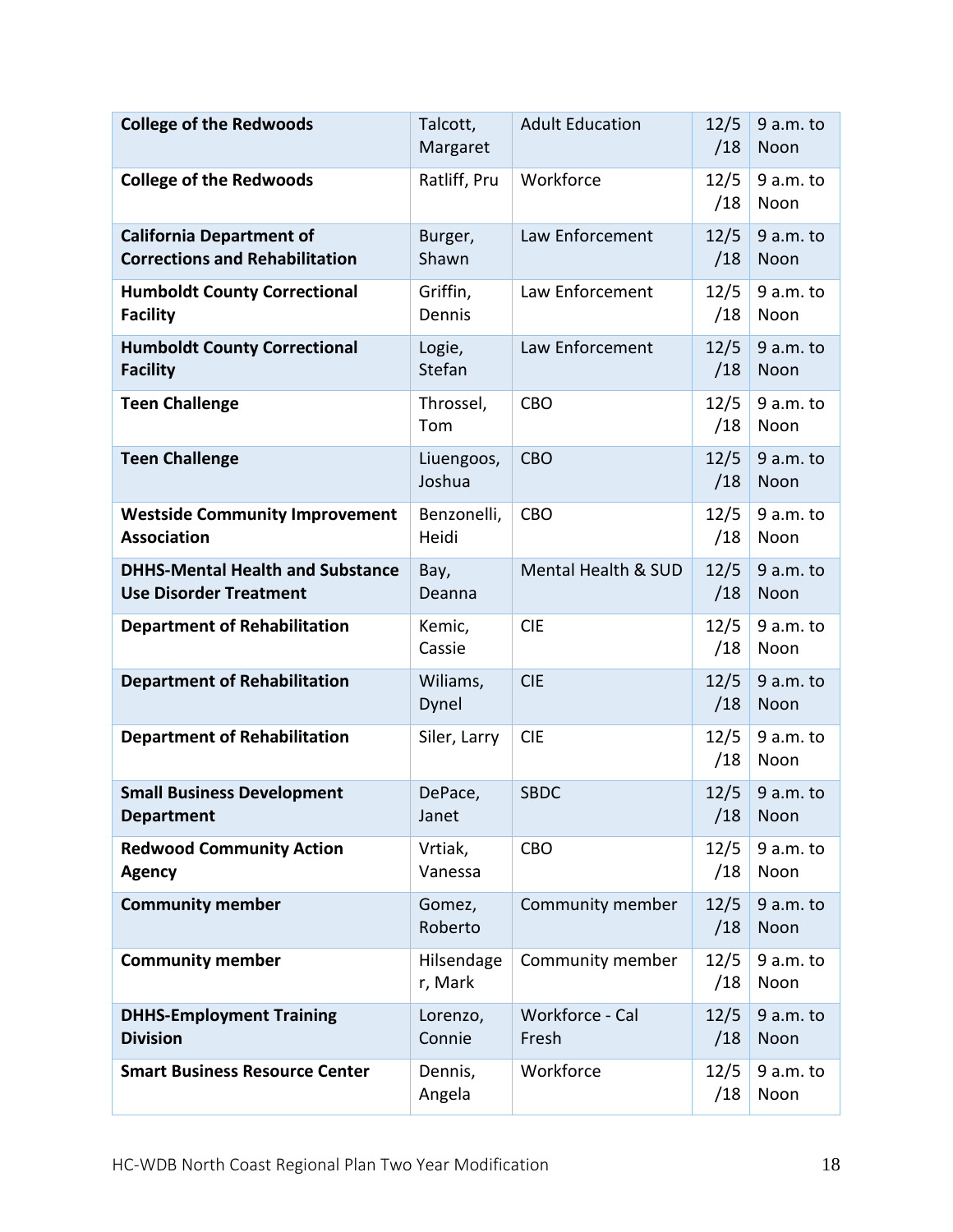| | | | | |
|---|---|---|---|---|
| **College of the Redwoods** | Talcott, Margaret | Adult Education | 12/5/18 | 9 a.m. to Noon |
| **College of the Redwoods** | Ratliff, Pru | Workforce | 12/5/18 | 9 a.m. to Noon |
| **California Department of Corrections and Rehabilitation** | Burger, Shawn | Law Enforcement | 12/5/18 | 9 a.m. to Noon |
| **Humboldt County Correctional Facility** | Griffin, Dennis | Law Enforcement | 12/5/18 | 9 a.m. to Noon |
| **Humboldt County Correctional Facility** | Logie, Stefan | Law Enforcement | 12/5/18 | 9 a.m. to Noon |
| **Teen Challenge** | Throssel, Tom | CBO | 12/5/18 | 9 a.m. to Noon |
| **Teen Challenge** | Liuengoos, Joshua | CBO | 12/5/18 | 9 a.m. to Noon |
| **Westside Community Improvement Association** | Benzonelli, Heidi | CBO | 12/5/18 | 9 a.m. to Noon |
| **DHHS-Mental Health and Substance Use Disorder Treatment** | Bay, Deanna | Mental Health & SUD | 12/5/18 | 9 a.m. to Noon |
| **Department of Rehabilitation** | Kemic, Cassie | CIE | 12/5/18 | 9 a.m. to Noon |
| **Department of Rehabilitation** | Wiliams, Dynel | CIE | 12/5/18 | 9 a.m. to Noon |
| **Department of Rehabilitation** | Siler, Larry | CIE | 12/5/18 | 9 a.m. to Noon |
| **Small Business Development Department** | DePace, Janet | SBDC | 12/5/18 | 9 a.m. to Noon |
| **Redwood Community Action Agency** | Vrtiak, Vanessa | CBO | 12/5/18 | 9 a.m. to Noon |
| **Community member** | Gomez, Roberto | Community member | 12/5/18 | 9 a.m. to Noon |
| **Community member** | Hilsendager, Mark | Community member | 12/5/18 | 9 a.m. to Noon |
| **DHHS-Employment Training Division** | Lorenzo, Connie | Workforce - Cal Fresh | 12/5/18 | 9 a.m. to Noon |
| **Smart Business Resource Center** | Dennis, Angela | Workforce | 12/5/18 | 9 a.m. to Noon |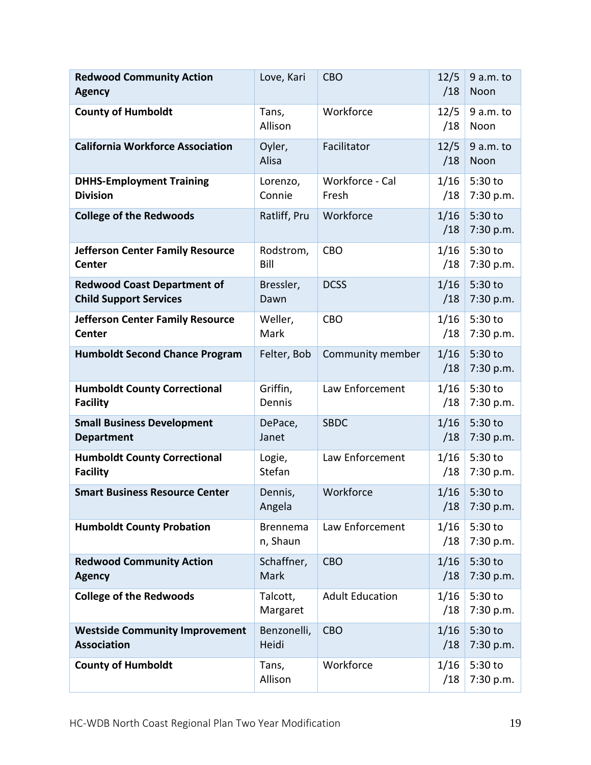| **Redwood Community Action Agency** | Love, Kari | CBO | 12/5/18 | 9 a.m. to Noon |
|---|---|---|---|---|
| **County of Humboldt** | Tans, Allison | Workforce | 12/5/18 | 9 a.m. to Noon |
| **California Workforce Association** | Oyler, Alisa | Facilitator | 12/5/18 | 9 a.m. to Noon |
| **DHHS-Employment Training Division** | Lorenzo, Connie | Workforce - Cal Fresh | 1/16/18 | 5:30 to 7:30 p.m. |
| **College of the Redwoods** | Ratliff, Pru | Workforce | 1/16/18 | 5:30 to 7:30 p.m. |
| **Jefferson Center Family Resource Center** | Rodstrom, Bill | CBO | 1/16/18 | 5:30 to 7:30 p.m. |
| **Redwood Coast Department of Child Support Services** | Bressler, Dawn | DCSS | 1/16/18 | 5:30 to 7:30 p.m. |
| **Jefferson Center Family Resource Center** | Weller, Mark | CBO | 1/16/18 | 5:30 to 7:30 p.m. |
| **Humboldt Second Chance Program** | Felter, Bob | Community member | 1/16/18 | 5:30 to 7:30 p.m. |
| **Humboldt County Correctional Facility** | Griffin, Dennis | Law Enforcement | 1/16/18 | 5:30 to 7:30 p.m. |
| **Small Business Development Department** | DePace, Janet | SBDC | 1/16/18 | 5:30 to 7:30 p.m. |
| **Humboldt County Correctional Facility** | Logie, Stefan | Law Enforcement | 1/16/18 | 5:30 to 7:30 p.m. |
| **Smart Business Resource Center** | Dennis, Angela | Workforce | 1/16/18 | 5:30 to 7:30 p.m. |
| **Humboldt County Probation** | Brenneman, Shaun | Law Enforcement | 1/16/18 | 5:30 to 7:30 p.m. |
| **Redwood Community Action Agency** | Schaffner, Mark | CBO | 1/16/18 | 5:30 to 7:30 p.m. |
| **College of the Redwoods** | Talcott, Margaret | Adult Education | 1/16/18 | 5:30 to 7:30 p.m. |
| **Westside Community Improvement Association** | Benzonelli, Heidi | CBO | 1/16/18 | 5:30 to 7:30 p.m. |
| **County of Humboldt** | Tans, Allison | Workforce | 1/16/18 | 5:30 to 7:30 p.m. |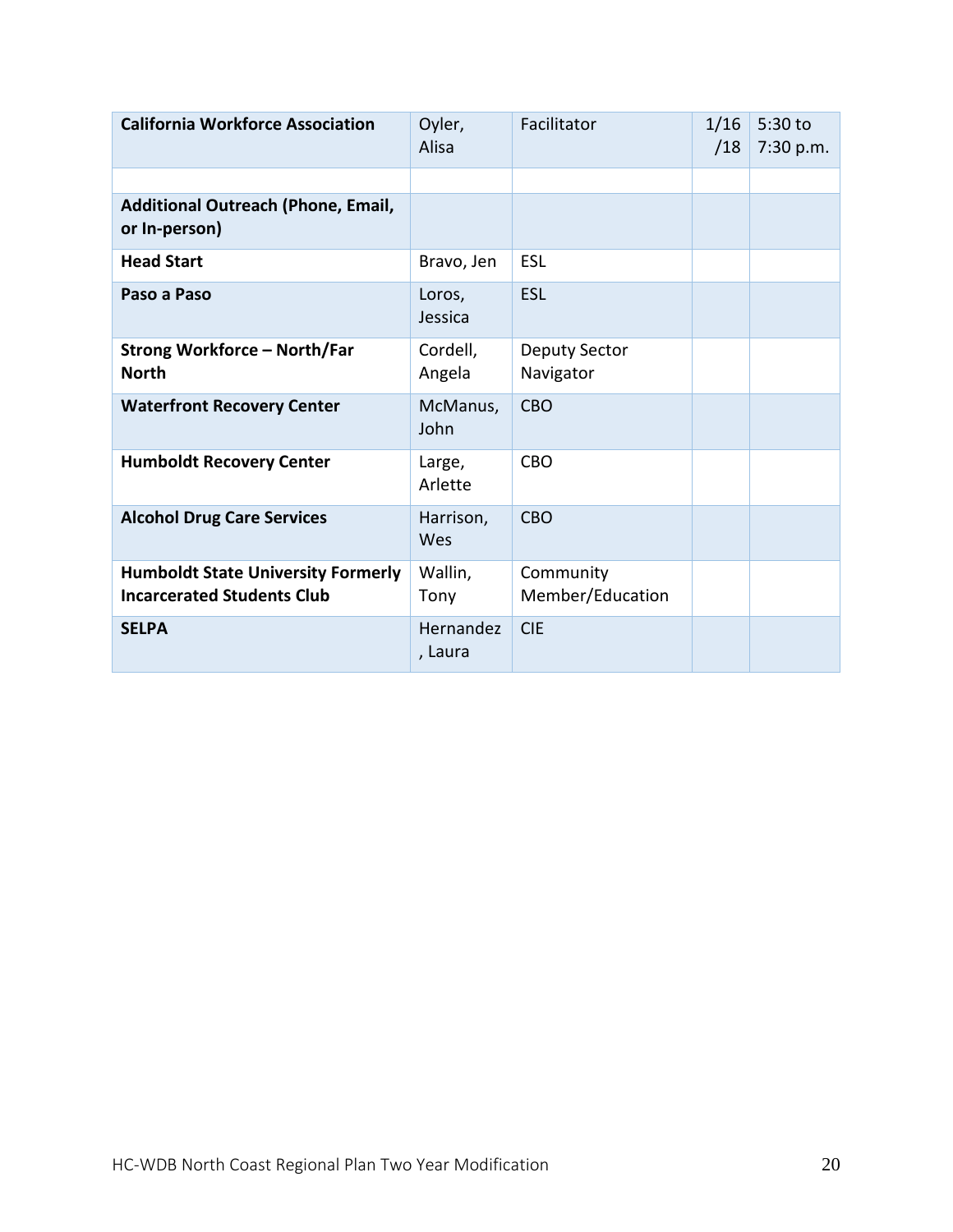| | | | | |
|---|---|---|---|---|
| **California Workforce Association** | Oyler, Alisa | Facilitator | 1/16/18 | 5:30 to 7:30 p.m. |
| | | | | |
| **Additional Outreach (Phone, Email, or In-person)** | | | | |
| **Head Start** | Bravo, Jen | ESL | | |
| **Paso a Paso** | Loros, Jessica | ESL | | |
| **Strong Workforce – North/Far North** | Cordell, Angela | Deputy Sector Navigator | | |
| **Waterfront Recovery Center** | McManus, John | CBO | | |
| **Humboldt Recovery Center** | Large, Arlette | CBO | | |
| **Alcohol Drug Care Services** | Harrison, Wes | CBO | | |
| **Humboldt State University Formerly Incarcerated Students Club** | Wallin, Tony | Community Member/Education | | |
| **SELPA** | Hernandez, Laura | CIE | | |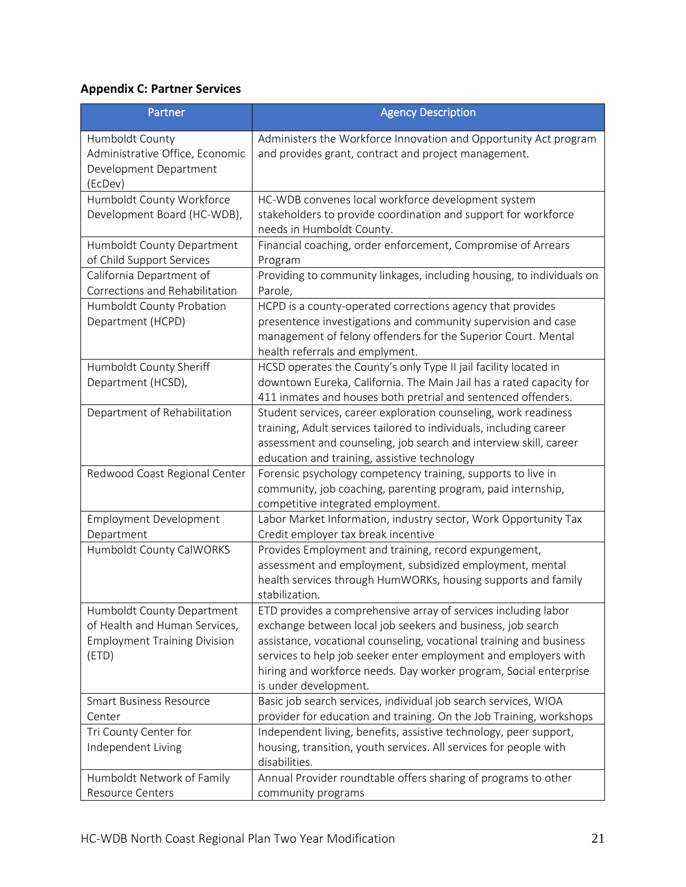**Appendix C: Partner Services**

| Partner | Agency Description |
|---|---|
| Humboldt County Administrative Office, Economic Development Department (EcDev) | Administers the Workforce Innovation and Opportunity Act program and provides grant, contract and project management. |
| Humboldt County Workforce Development Board (HC-WDB), | HC-WDB convenes local workforce development system stakeholders to provide coordination and support for workforce needs in Humboldt County. |
| Humboldt County Department of Child Support Services | Financial coaching, order enforcement, Compromise of Arrears Program |
| California Department of Corrections and Rehabilitation | Providing to community linkages, including housing, to individuals on Parole, |
| Humboldt County Probation Department (HCPD) | HCPD is a county-operated corrections agency that provides presentence investigations and community supervision and case management of felony offenders for the Superior Court. Mental health referrals and emplyment. |
| Humboldt County Sheriff Department (HCSD), | HCSD operates the County's only Type II jail facility located in downtown Eureka, California. The Main Jail has a rated capacity for 411 inmates and houses both pretrial and sentenced offenders. |
| Department of Rehabilitation | Student services, career exploration counseling, work readiness training, Adult services tailored to individuals, including career assessment and counseling, job search and interview skill, career education and training, assistive technology |
| Redwood Coast Regional Center | Forensic psychology competency training, supports to live in community, job coaching, parenting program, paid internship, competitive integrated employment. |
| Employment Development Department | Labor Market Information, industry sector, Work Opportunity Tax Credit employer tax break incentive |
| Humboldt County CalWORKS | Provides Employment and training, record expungement, assessment and employment, subsidized employment, mental health services through HumWORKs, housing supports and family stabilization. |
| Humboldt County Department of Health and Human Services, Employment Training Division (ETD) | ETD provides a comprehensive array of services including labor exchange between local job seekers and business, job search assistance, vocational counseling, vocational training and business services to help job seeker enter employment and employers with hiring and workforce needs. Day worker program, Social enterprise is under development. |
| Smart Business Resource Center | Basic job search services, individual job search services, WIOA provider for education and training. On the Job Training, workshops |
| Tri County Center for Independent Living | Independent living, benefits, assistive technology, peer support, housing, transition, youth services. All services for people with disabilities. |
| Humboldt Network of Family Resource Centers | Annual Provider roundtable offers sharing of programs to other community programs |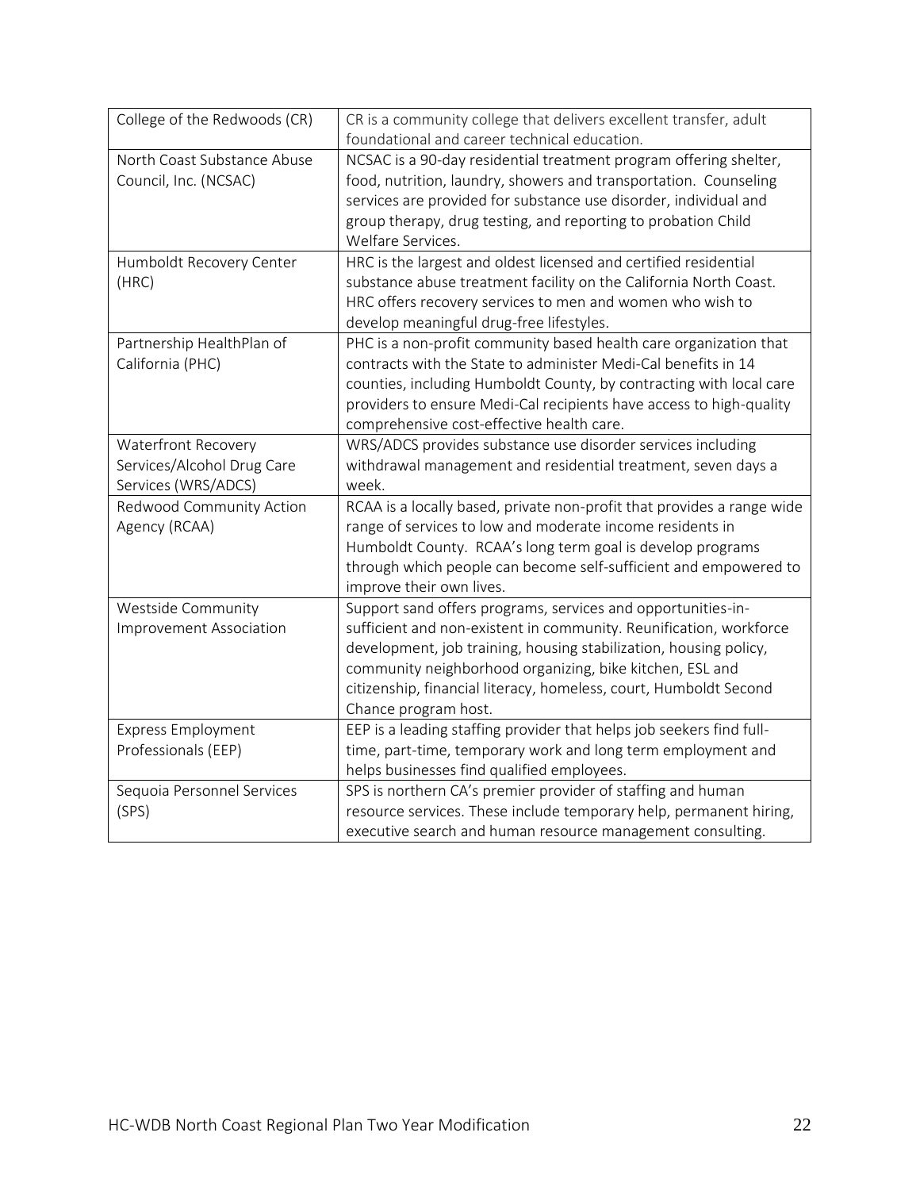| | |
|---|---|
| College of the Redwoods (CR) | CR is a community college that delivers excellent transfer, adult foundational and career technical education. |
| North Coast Substance Abuse Council, Inc. (NCSAC) | NCSAC is a 90-day residential treatment program offering shelter, food, nutrition, laundry, showers and transportation. Counseling services are provided for substance use disorder, individual and group therapy, drug testing, and reporting to probation Child Welfare Services. |
| Humboldt Recovery Center (HRC) | HRC is the largest and oldest licensed and certified residential substance abuse treatment facility on the California North Coast. HRC offers recovery services to men and women who wish to develop meaningful drug-free lifestyles. |
| Partnership HealthPlan of California (PHC) | PHC is a non-profit community based health care organization that contracts with the State to administer Medi-Cal benefits in 14 counties, including Humboldt County, by contracting with local care providers to ensure Medi-Cal recipients have access to high-quality comprehensive cost-effective health care. |
| Waterfront Recovery Services/Alcohol Drug Care Services (WRS/ADCS) | WRS/ADCS provides substance use disorder services including withdrawal management and residential treatment, seven days a week. |
| Redwood Community Action Agency (RCAA) | RCAA is a locally based, private non-profit that provides a range wide range of services to low and moderate income residents in Humboldt County. RCAA's long term goal is develop programs through which people can become self-sufficient and empowered to improve their own lives. |
| Westside Community Improvement Association | Support sand offers programs, services and opportunities-in-sufficient and non-existent in community. Reunification, workforce development, job training, housing stabilization, housing policy, community neighborhood organizing, bike kitchen, ESL and citizenship, financial literacy, homeless, court, Humboldt Second Chance program host. |
| Express Employment Professionals (EEP) | EEP is a leading staffing provider that helps job seekers find full-time, part-time, temporary work and long term employment and helps businesses find qualified employees. |
| Sequoia Personnel Services (SPS) | SPS is northern CA's premier provider of staffing and human resource services. These include temporary help, permanent hiring, executive search and human resource management consulting. |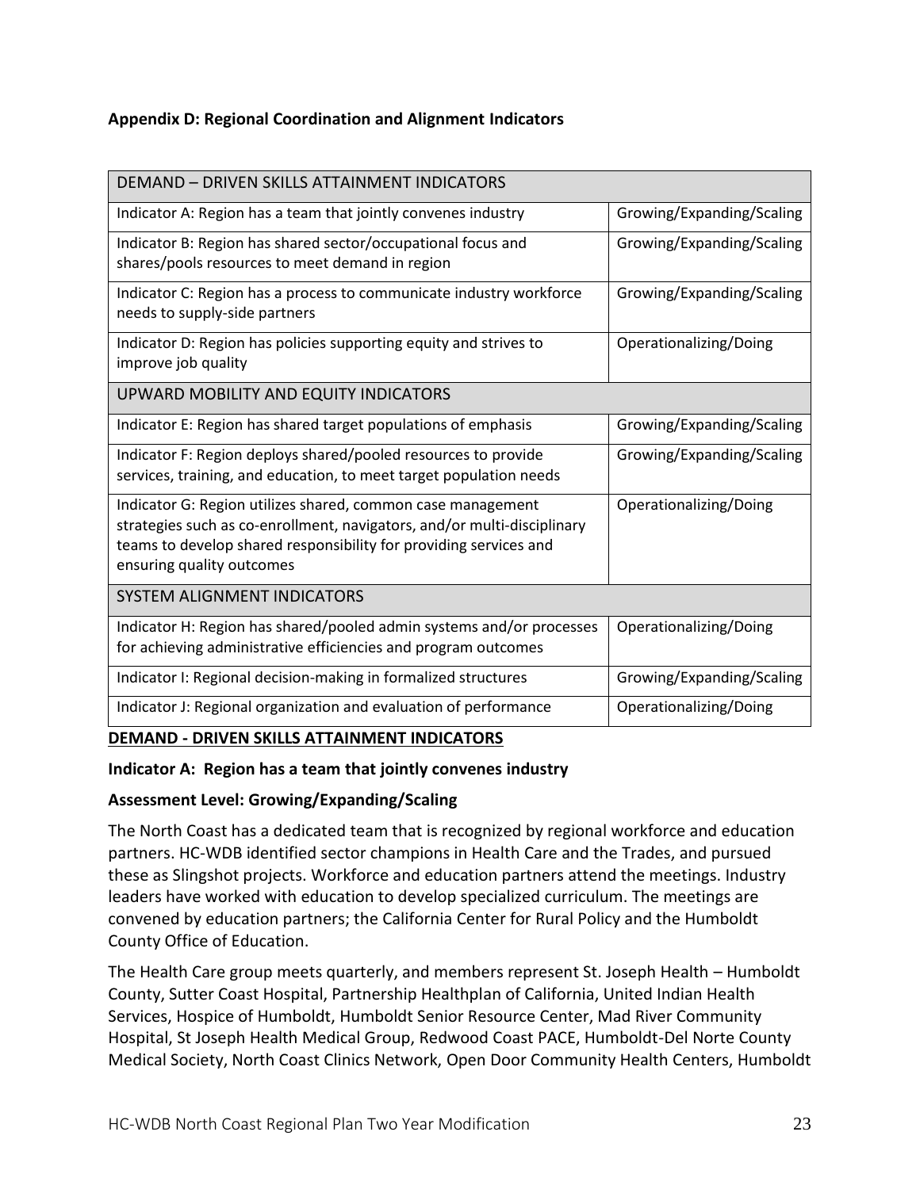**Appendix D: Regional Coordination and Alignment Indicators**

| DEMAND – DRIVEN SKILLS ATTAINMENT INDICATORS | |
|---|---|
| Indicator A: Region has a team that jointly convenes industry | Growing/Expanding/Scaling |
| Indicator B: Region has shared sector/occupational focus and shares/pools resources to meet demand in region | Growing/Expanding/Scaling |
| Indicator C: Region has a process to communicate industry workforce needs to supply-side partners | Growing/Expanding/Scaling |
| Indicator D: Region has policies supporting equity and strives to improve job quality | Operationalizing/Doing |
| UPWARD MOBILITY AND EQUITY INDICATORS | |
| Indicator E: Region has shared target populations of emphasis | Growing/Expanding/Scaling |
| Indicator F: Region deploys shared/pooled resources to provide services, training, and education, to meet target population needs | Growing/Expanding/Scaling |
| Indicator G: Region utilizes shared, common case management strategies such as co-enrollment, navigators, and/or multi-disciplinary teams to develop shared responsibility for providing services and ensuring quality outcomes | Operationalizing/Doing |
| SYSTEM ALIGNMENT INDICATORS | |
| Indicator H: Region has shared/pooled admin systems and/or processes for achieving administrative efficiencies and program outcomes | Operationalizing/Doing |
| Indicator I: Regional decision-making in formalized structures | Growing/Expanding/Scaling |
| Indicator J: Regional organization and evaluation of performance | Operationalizing/Doing |

**DEMAND - DRIVEN SKILLS ATTAINMENT INDICATORS**

**Indicator A: Region has a team that jointly convenes industry**

**Assessment Level: Growing/Expanding/Scaling**

The North Coast has a dedicated team that is recognized by regional workforce and education partners. HC-WDB identified sector champions in Health Care and the Trades, and pursued these as Slingshot projects. Workforce and education partners attend the meetings. Industry leaders have worked with education to develop specialized curriculum. The meetings are convened by education partners; the California Center for Rural Policy and the Humboldt County Office of Education.

The Health Care group meets quarterly, and members represent St. Joseph Health – Humboldt County, Sutter Coast Hospital, Partnership Healthplan of California, United Indian Health Services, Hospice of Humboldt, Humboldt Senior Resource Center, Mad River Community Hospital, St Joseph Health Medical Group, Redwood Coast PACE, Humboldt-Del Norte County Medical Society, North Coast Clinics Network, Open Door Community Health Centers, Humboldt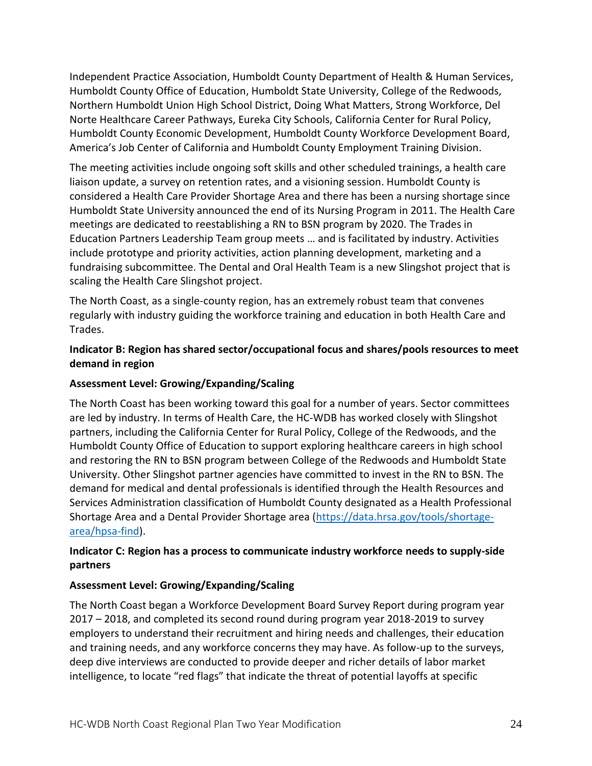Independent Practice Association, Humboldt County Department of Health & Human Services, Humboldt County Office of Education, Humboldt State University, College of the Redwoods, Northern Humboldt Union High School District, Doing What Matters, Strong Workforce, Del Norte Healthcare Career Pathways, Eureka City Schools, California Center for Rural Policy, Humboldt County Economic Development, Humboldt County Workforce Development Board, America's Job Center of California and Humboldt County Employment Training Division.

The meeting activities include ongoing soft skills and other scheduled trainings, a health care liaison update, a survey on retention rates, and a visioning session. Humboldt County is considered a Health Care Provider Shortage Area and there has been a nursing shortage since Humboldt State University announced the end of its Nursing Program in 2011. The Health Care meetings are dedicated to reestablishing a RN to BSN program by 2020. The Trades in Education Partners Leadership Team group meets … and is facilitated by industry. Activities include prototype and priority activities, action planning development, marketing and a fundraising subcommittee. The Dental and Oral Health Team is a new Slingshot project that is scaling the Health Care Slingshot project.

The North Coast, as a single-county region, has an extremely robust team that convenes regularly with industry guiding the workforce training and education in both Health Care and Trades.

**Indicator B: Region has shared sector/occupational focus and shares/pools resources to meet demand in region**

**Assessment Level: Growing/Expanding/Scaling**

The North Coast has been working toward this goal for a number of years. Sector committees are led by industry. In terms of Health Care, the HC-WDB has worked closely with Slingshot partners, including the California Center for Rural Policy, College of the Redwoods, and the Humboldt County Office of Education to support exploring healthcare careers in high school and restoring the RN to BSN program between College of the Redwoods and Humboldt State University. Other Slingshot partner agencies have committed to invest in the RN to BSN. The demand for medical and dental professionals is identified through the Health Resources and Services Administration classification of Humboldt County designated as a Health Professional Shortage Area and a Dental Provider Shortage area ([https://data.hrsa.gov/tools/shortage-area/hpsa-find](https://data.hrsa.gov/tools/shortage-area/hpsa-find)).

**Indicator C: Region has a process to communicate industry workforce needs to supply-side partners**

**Assessment Level: Growing/Expanding/Scaling**

The North Coast began a Workforce Development Board Survey Report during program year 2017 – 2018, and completed its second round during program year 2018-2019 to survey employers to understand their recruitment and hiring needs and challenges, their education and training needs, and any workforce concerns they may have. As follow-up to the surveys, deep dive interviews are conducted to provide deeper and richer details of labor market intelligence, to locate "red flags" that indicate the threat of potential layoffs at specific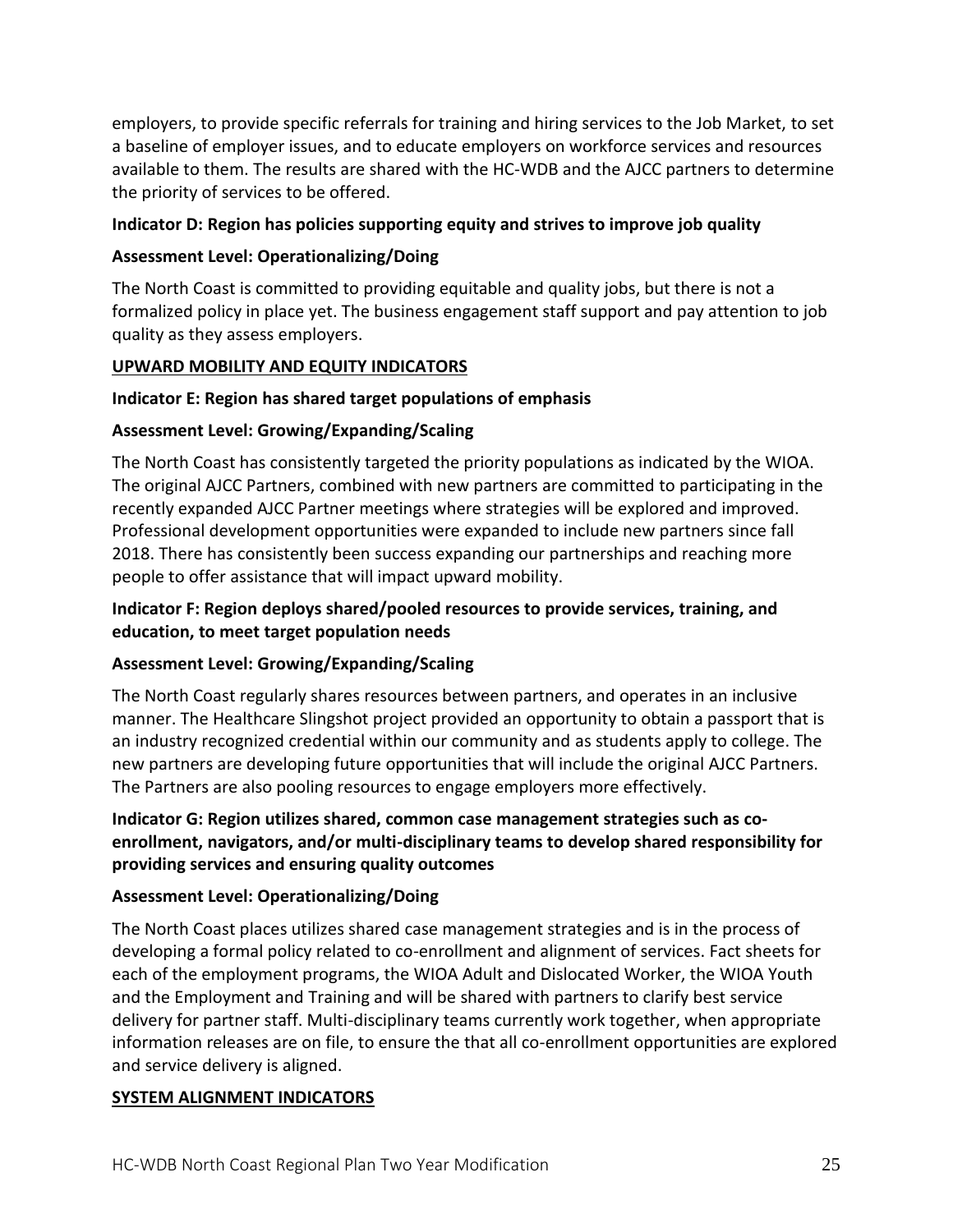employers, to provide specific referrals for training and hiring services to the Job Market, to set a baseline of employer issues, and to educate employers on workforce services and resources available to them. The results are shared with the HC-WDB and the AJCC partners to determine the priority of services to be offered.

**Indicator D: Region has policies supporting equity and strives to improve job quality**

**Assessment Level: Operationalizing/Doing**

The North Coast is committed to providing equitable and quality jobs, but there is not a formalized policy in place yet. The business engagement staff support and pay attention to job quality as they assess employers.

**UPWARD MOBILITY AND EQUITY INDICATORS**

**Indicator E: Region has shared target populations of emphasis**

**Assessment Level: Growing/Expanding/Scaling**

The North Coast has consistently targeted the priority populations as indicated by the WIOA. The original AJCC Partners, combined with new partners are committed to participating in the recently expanded AJCC Partner meetings where strategies will be explored and improved. Professional development opportunities were expanded to include new partners since fall 2018. There has consistently been success expanding our partnerships and reaching more people to offer assistance that will impact upward mobility.

**Indicator F: Region deploys shared/pooled resources to provide services, training, and education, to meet target population needs**

**Assessment Level: Growing/Expanding/Scaling**

The North Coast regularly shares resources between partners, and operates in an inclusive manner. The Healthcare Slingshot project provided an opportunity to obtain a passport that is an industry recognized credential within our community and as students apply to college. The new partners are developing future opportunities that will include the original AJCC Partners. The Partners are also pooling resources to engage employers more effectively.

**Indicator G: Region utilizes shared, common case management strategies such as co-enrollment, navigators, and/or multi-disciplinary teams to develop shared responsibility for providing services and ensuring quality outcomes**

**Assessment Level: Operationalizing/Doing**

The North Coast places utilizes shared case management strategies and is in the process of developing a formal policy related to co-enrollment and alignment of services. Fact sheets for each of the employment programs, the WIOA Adult and Dislocated Worker, the WIOA Youth and the Employment and Training and will be shared with partners to clarify best service delivery for partner staff. Multi-disciplinary teams currently work together, when appropriate information releases are on file, to ensure the that all co-enrollment opportunities are explored and service delivery is aligned.

**SYSTEM ALIGNMENT INDICATORS**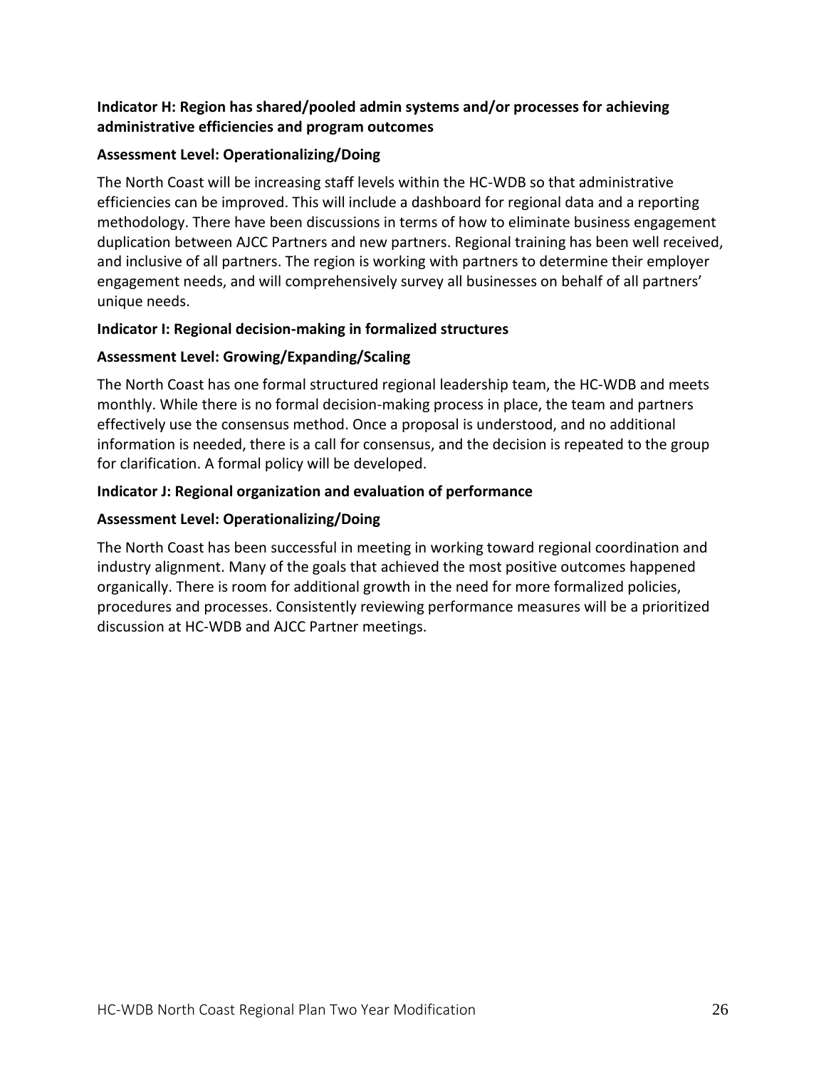**Indicator H: Region has shared/pooled admin systems and/or processes for achieving administrative efficiencies and program outcomes**

**Assessment Level: Operationalizing/Doing**

The North Coast will be increasing staff levels within the HC-WDB so that administrative efficiencies can be improved. This will include a dashboard for regional data and a reporting methodology. There have been discussions in terms of how to eliminate business engagement duplication between AJCC Partners and new partners. Regional training has been well received, and inclusive of all partners. The region is working with partners to determine their employer engagement needs, and will comprehensively survey all businesses on behalf of all partners' unique needs.

**Indicator I: Regional decision-making in formalized structures**

**Assessment Level: Growing/Expanding/Scaling**

The North Coast has one formal structured regional leadership team, the HC-WDB and meets monthly. While there is no formal decision-making process in place, the team and partners effectively use the consensus method. Once a proposal is understood, and no additional information is needed, there is a call for consensus, and the decision is repeated to the group for clarification. A formal policy will be developed.

**Indicator J: Regional organization and evaluation of performance**

**Assessment Level: Operationalizing/Doing**

The North Coast has been successful in meeting in working toward regional coordination and industry alignment. Many of the goals that achieved the most positive outcomes happened organically. There is room for additional growth in the need for more formalized policies, procedures and processes. Consistently reviewing performance measures will be a prioritized discussion at HC-WDB and AJCC Partner meetings.